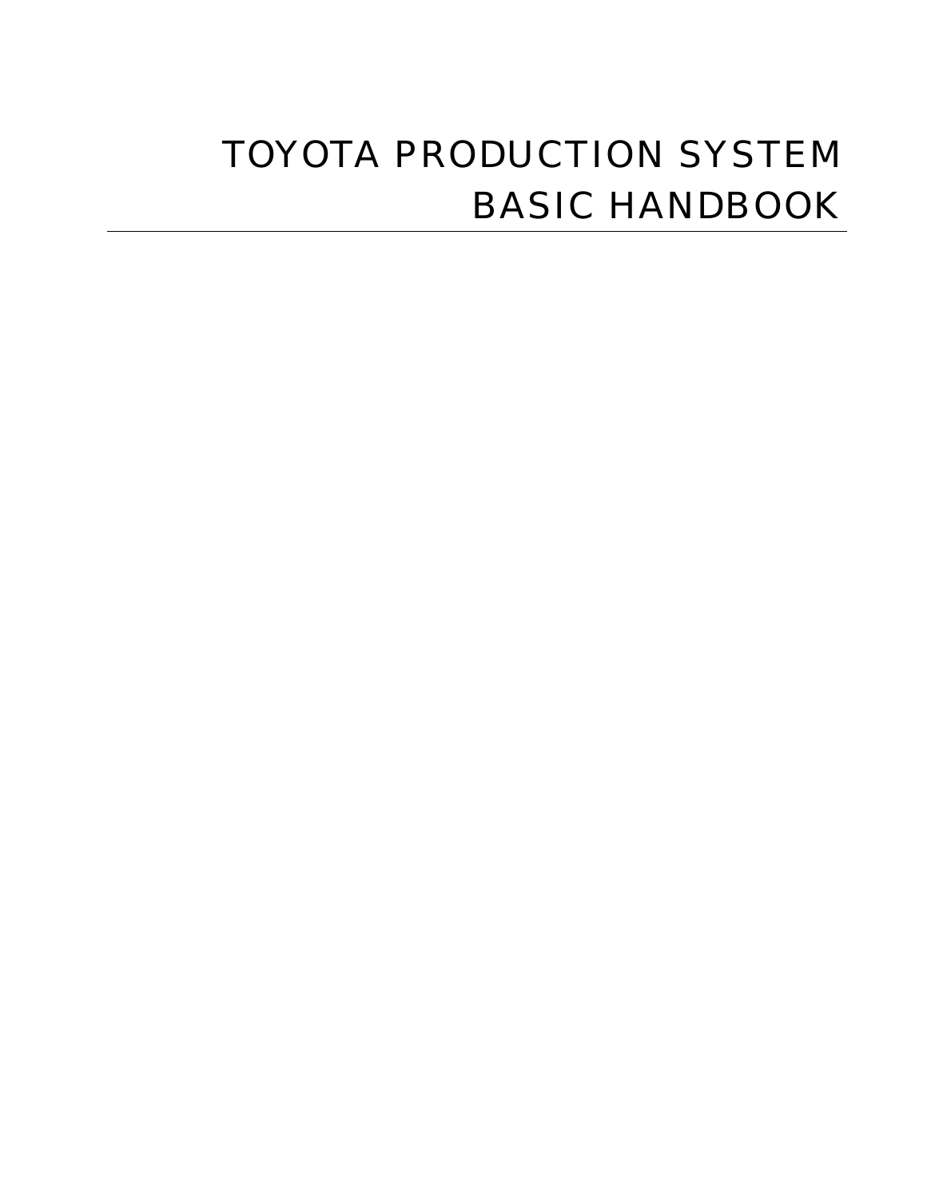# TOYOTA PRODUCTION SYSTEM BASIC HANDBOOK

---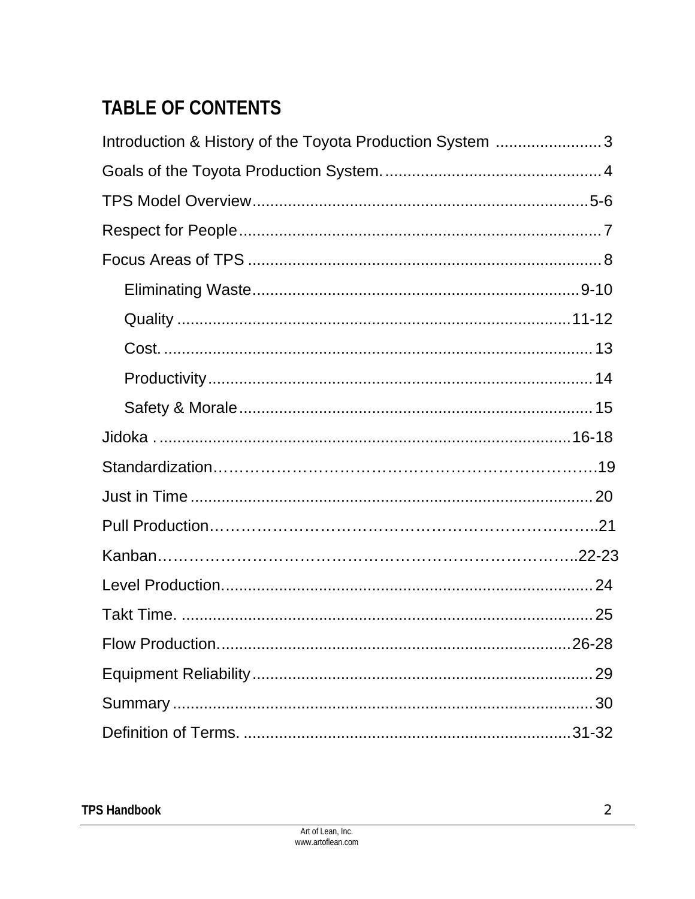# TABLE OF CONTENTS

Introduction & History of the Toyota Production System ........................ 3

Goals of the Toyota Production System. ................................................. 4

TPS Model Overview ............................................................................ 5-6

Respect for People ................................................................................. 7

Focus Areas of TPS ................................................................................ 8

- Eliminating Waste ........................................................................... 9-10
- Quality ........................................................................................... 11-12
- Cost. ................................................................................................ 13
- Productivity ...................................................................................... 14
- Safety & Morale ................................................................................ 15

Jidoka . ................................................................................................ 16-18

Standardization………………………………………………………………….19

Just in Time .......................................................................................... 20

Pull Production…………………………………………………………………..21

Kanban………………………………………………………………………..22-23

Level Production. .................................................................................. 24

Takt Time. ............................................................................................ 25

Flow Production. ................................................................................ 26-28

Equipment Reliability ............................................................................ 29

Summary .............................................................................................. 30

Definition of Terms. ........................................................................... 31-32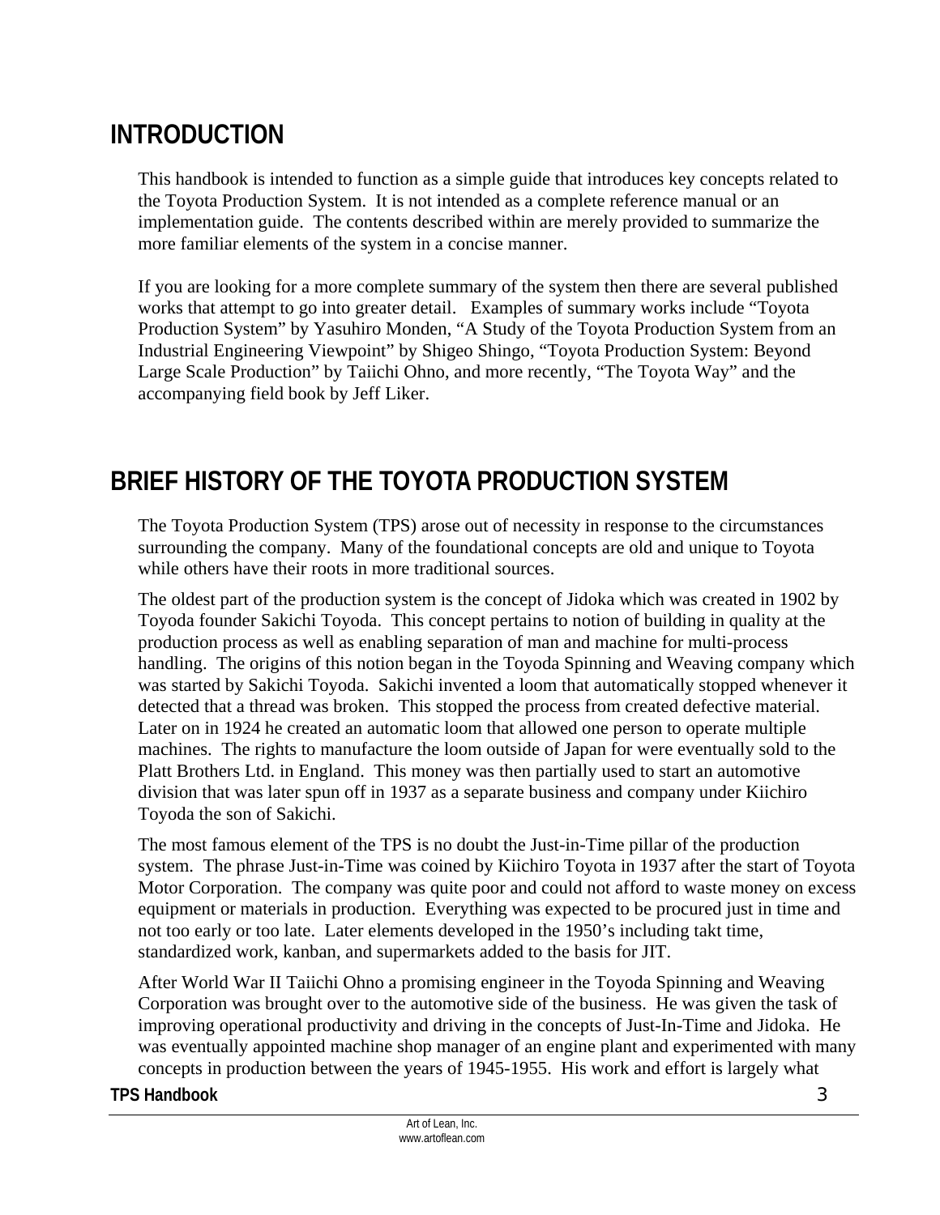# INTRODUCTION

This handbook is intended to function as a simple guide that introduces key concepts related to the Toyota Production System. It is not intended as a complete reference manual or an implementation guide. The contents described within are merely provided to summarize the more familiar elements of the system in a concise manner.

If you are looking for a more complete summary of the system then there are several published works that attempt to go into greater detail. Examples of summary works include "Toyota Production System" by Yasuhiro Monden, "A Study of the Toyota Production System from an Industrial Engineering Viewpoint" by Shigeo Shingo, "Toyota Production System: Beyond Large Scale Production" by Taiichi Ohno, and more recently, "The Toyota Way" and the accompanying field book by Jeff Liker.

# BRIEF HISTORY OF THE TOYOTA PRODUCTION SYSTEM

The Toyota Production System (TPS) arose out of necessity in response to the circumstances surrounding the company. Many of the foundational concepts are old and unique to Toyota while others have their roots in more traditional sources.

The oldest part of the production system is the concept of Jidoka which was created in 1902 by Toyoda founder Sakichi Toyoda. This concept pertains to notion of building in quality at the production process as well as enabling separation of man and machine for multi-process handling. The origins of this notion began in the Toyoda Spinning and Weaving company which was started by Sakichi Toyoda. Sakichi invented a loom that automatically stopped whenever it detected that a thread was broken. This stopped the process from created defective material. Later on in 1924 he created an automatic loom that allowed one person to operate multiple machines. The rights to manufacture the loom outside of Japan for were eventually sold to the Platt Brothers Ltd. in England. This money was then partially used to start an automotive division that was later spun off in 1937 as a separate business and company under Kiichiro Toyoda the son of Sakichi.

The most famous element of the TPS is no doubt the Just-in-Time pillar of the production system. The phrase Just-in-Time was coined by Kiichiro Toyota in 1937 after the start of Toyota Motor Corporation. The company was quite poor and could not afford to waste money on excess equipment or materials in production. Everything was expected to be procured just in time and not too early or too late. Later elements developed in the 1950's including takt time, standardized work, kanban, and supermarkets added to the basis for JIT.

After World War II Taiichi Ohno a promising engineer in the Toyoda Spinning and Weaving Corporation was brought over to the automotive side of the business. He was given the task of improving operational productivity and driving in the concepts of Just-In-Time and Jidoka. He was eventually appointed machine shop manager of an engine plant and experimented with many concepts in production between the years of 1945-1955. His work and effort is largely what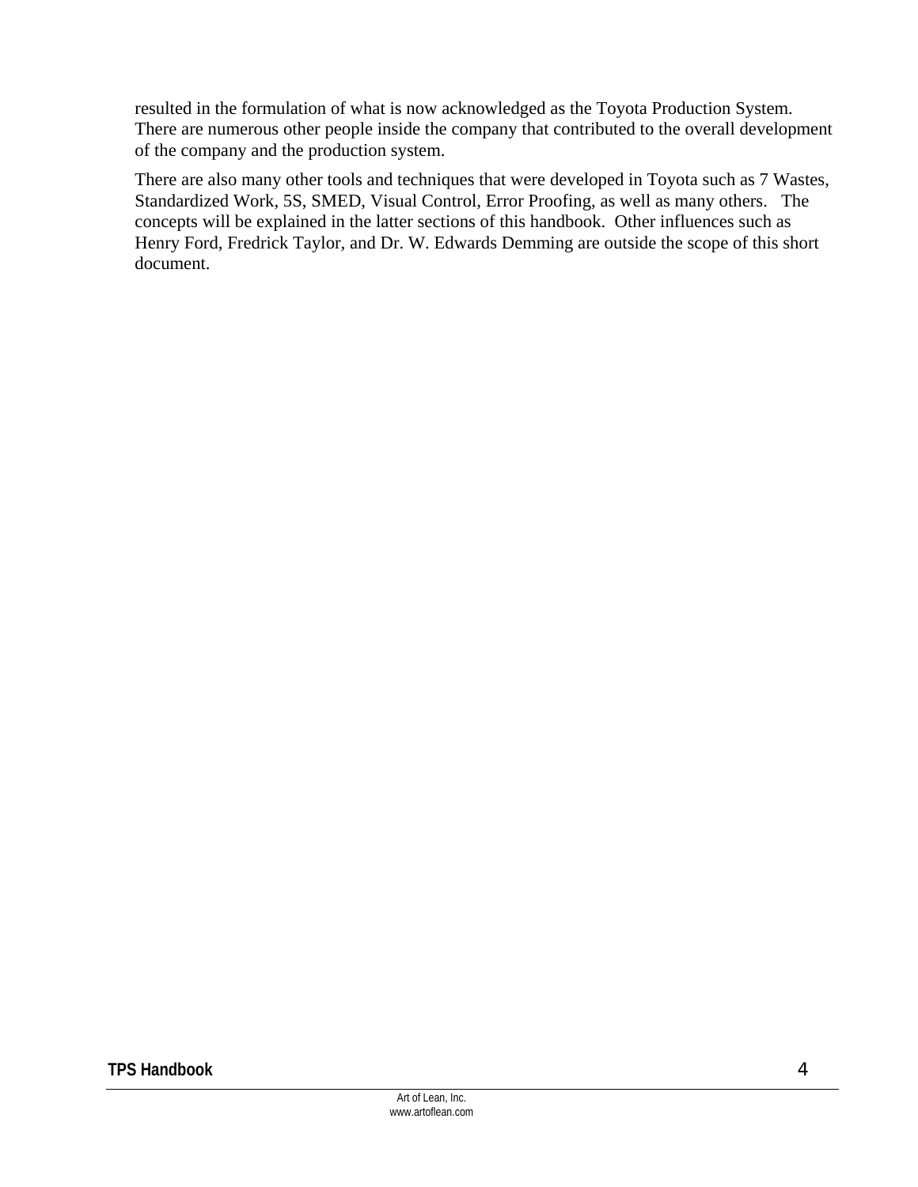resulted in the formulation of what is now acknowledged as the Toyota Production System. There are numerous other people inside the company that contributed to the overall development of the company and the production system.

There are also many other tools and techniques that were developed in Toyota such as 7 Wastes, Standardized Work, 5S, SMED, Visual Control, Error Proofing, as well as many others. The concepts will be explained in the latter sections of this handbook. Other influences such as Henry Ford, Fredrick Taylor, and Dr. W. Edwards Demming are outside the scope of this short document.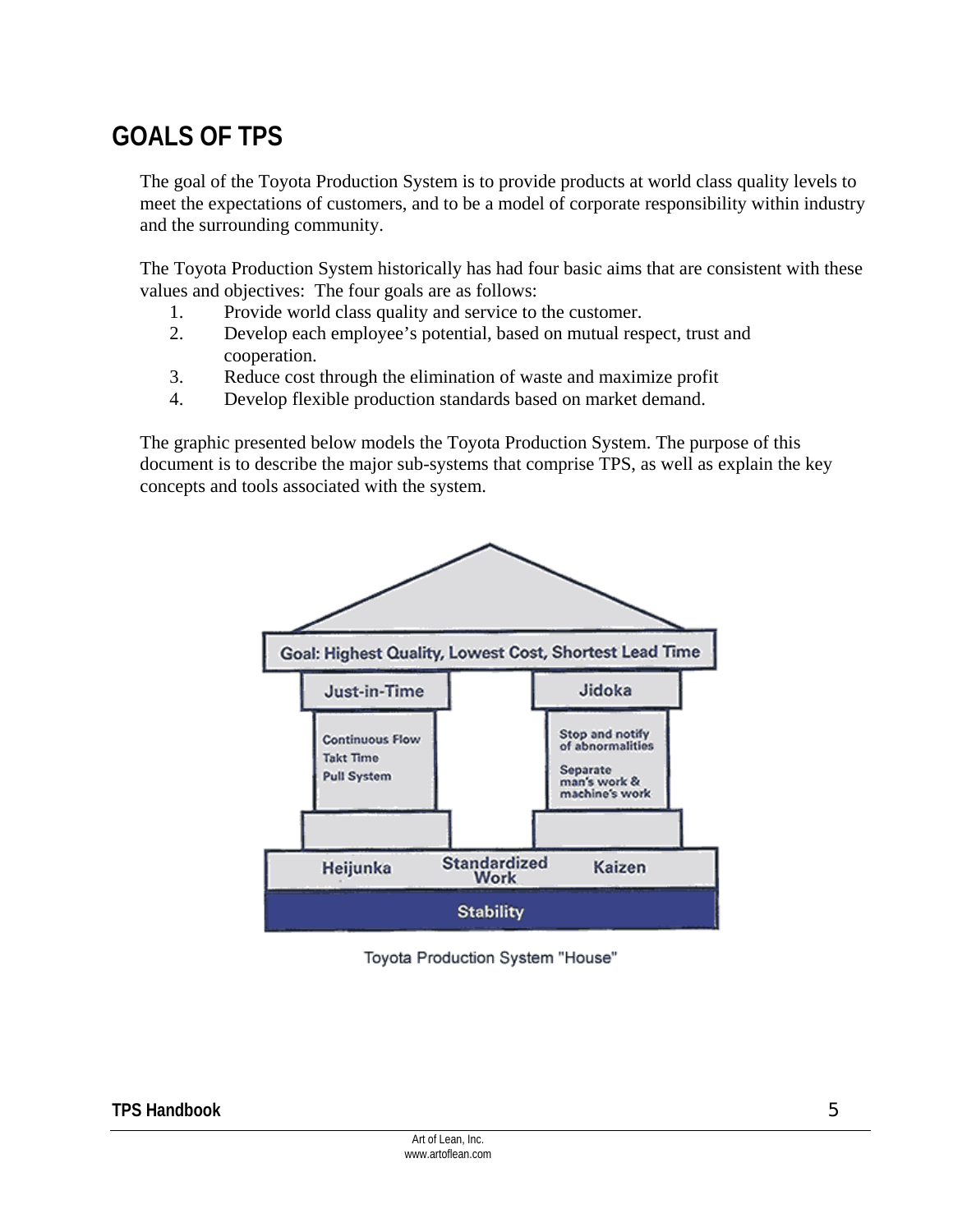# GOALS OF TPS

The goal of the Toyota Production System is to provide products at world class quality levels to meet the expectations of customers, and to be a model of corporate responsibility within industry and the surrounding community.

The Toyota Production System historically has had four basic aims that are consistent with these values and objectives: The four goals are as follows:

1. Provide world class quality and service to the customer.
2. Develop each employee's potential, based on mutual respect, trust and cooperation.
3. Reduce cost through the elimination of waste and maximize profit
4. Develop flexible production standards based on market demand.

The graphic presented below models the Toyota Production System. The purpose of this document is to describe the major sub-systems that comprise TPS, as well as explain the key concepts and tools associated with the system.

Goal: Highest Quality, Lowest Cost, Shortest Lead Time

Just-in-Time: Continuous Flow, Takt Time, Pull System

Jidoka: Stop and notify of abnormalities, Separate man's work & machine's work

Heijunka, Standardized Work, Kaizen

Stability

Toyota Production System "House"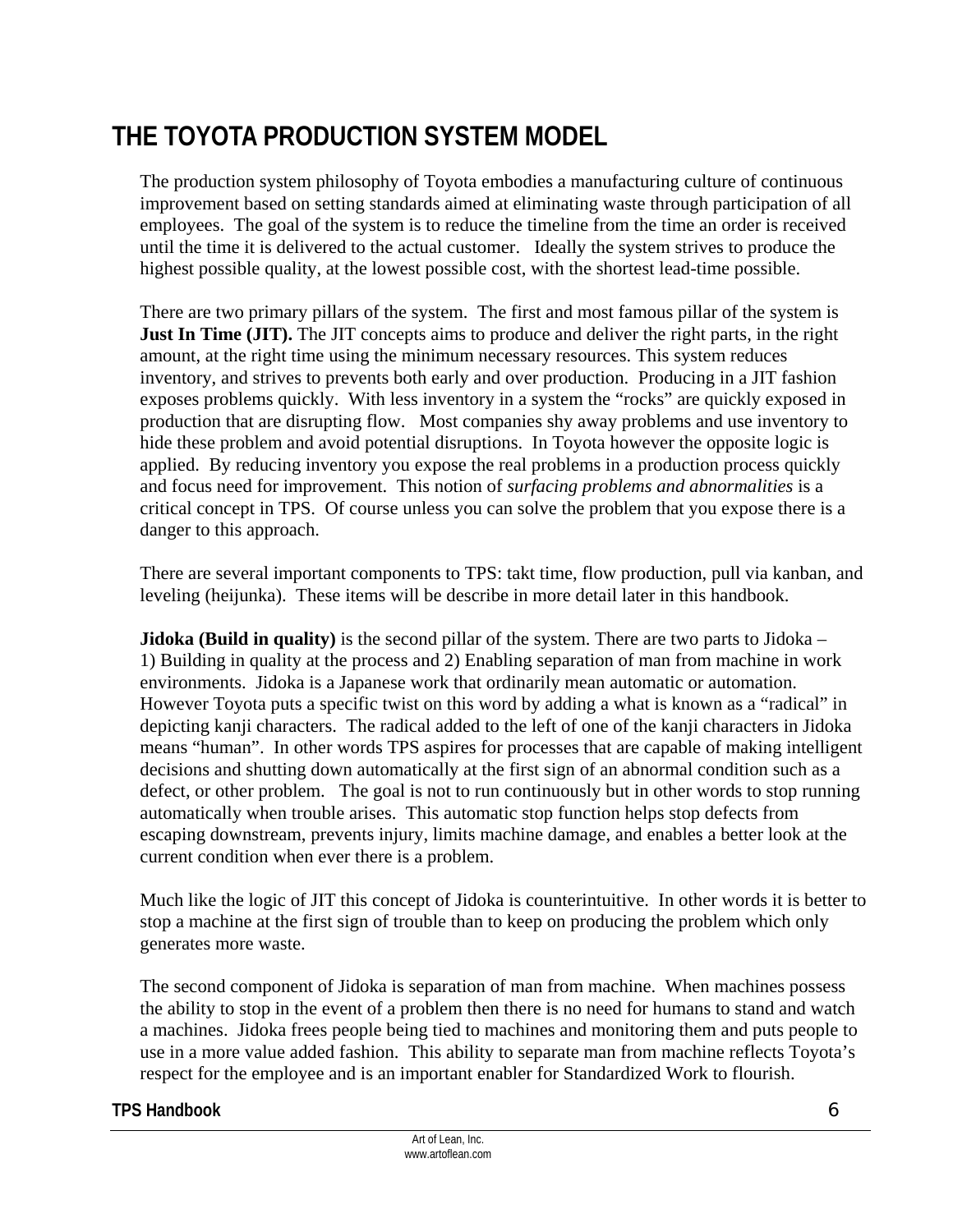# THE TOYOTA PRODUCTION SYSTEM MODEL

The production system philosophy of Toyota embodies a manufacturing culture of continuous improvement based on setting standards aimed at eliminating waste through participation of all employees. The goal of the system is to reduce the timeline from the time an order is received until the time it is delivered to the actual customer. Ideally the system strives to produce the highest possible quality, at the lowest possible cost, with the shortest lead-time possible.

There are two primary pillars of the system. The first and most famous pillar of the system is **Just In Time (JIT).** The JIT concepts aims to produce and deliver the right parts, in the right amount, at the right time using the minimum necessary resources. This system reduces inventory, and strives to prevents both early and over production. Producing in a JIT fashion exposes problems quickly. With less inventory in a system the "rocks" are quickly exposed in production that are disrupting flow. Most companies shy away problems and use inventory to hide these problem and avoid potential disruptions. In Toyota however the opposite logic is applied. By reducing inventory you expose the real problems in a production process quickly and focus need for improvement. This notion of *surfacing problems and abnormalities* is a critical concept in TPS. Of course unless you can solve the problem that you expose there is a danger to this approach.

There are several important components to TPS: takt time, flow production, pull via kanban, and leveling (heijunka). These items will be describe in more detail later in this handbook.

**Jidoka (Build in quality)** is the second pillar of the system. There are two parts to Jidoka – 1) Building in quality at the process and 2) Enabling separation of man from machine in work environments. Jidoka is a Japanese work that ordinarily mean automatic or automation. However Toyota puts a specific twist on this word by adding a what is known as a "radical" in depicting kanji characters. The radical added to the left of one of the kanji characters in Jidoka means "human". In other words TPS aspires for processes that are capable of making intelligent decisions and shutting down automatically at the first sign of an abnormal condition such as a defect, or other problem. The goal is not to run continuously but in other words to stop running automatically when trouble arises. This automatic stop function helps stop defects from escaping downstream, prevents injury, limits machine damage, and enables a better look at the current condition when ever there is a problem.

Much like the logic of JIT this concept of Jidoka is counterintuitive. In other words it is better to stop a machine at the first sign of trouble than to keep on producing the problem which only generates more waste.

The second component of Jidoka is separation of man from machine. When machines possess the ability to stop in the event of a problem then there is no need for humans to stand and watch a machines. Jidoka frees people being tied to machines and monitoring them and puts people to use in a more value added fashion. This ability to separate man from machine reflects Toyota's respect for the employee and is an important enabler for Standardized Work to flourish.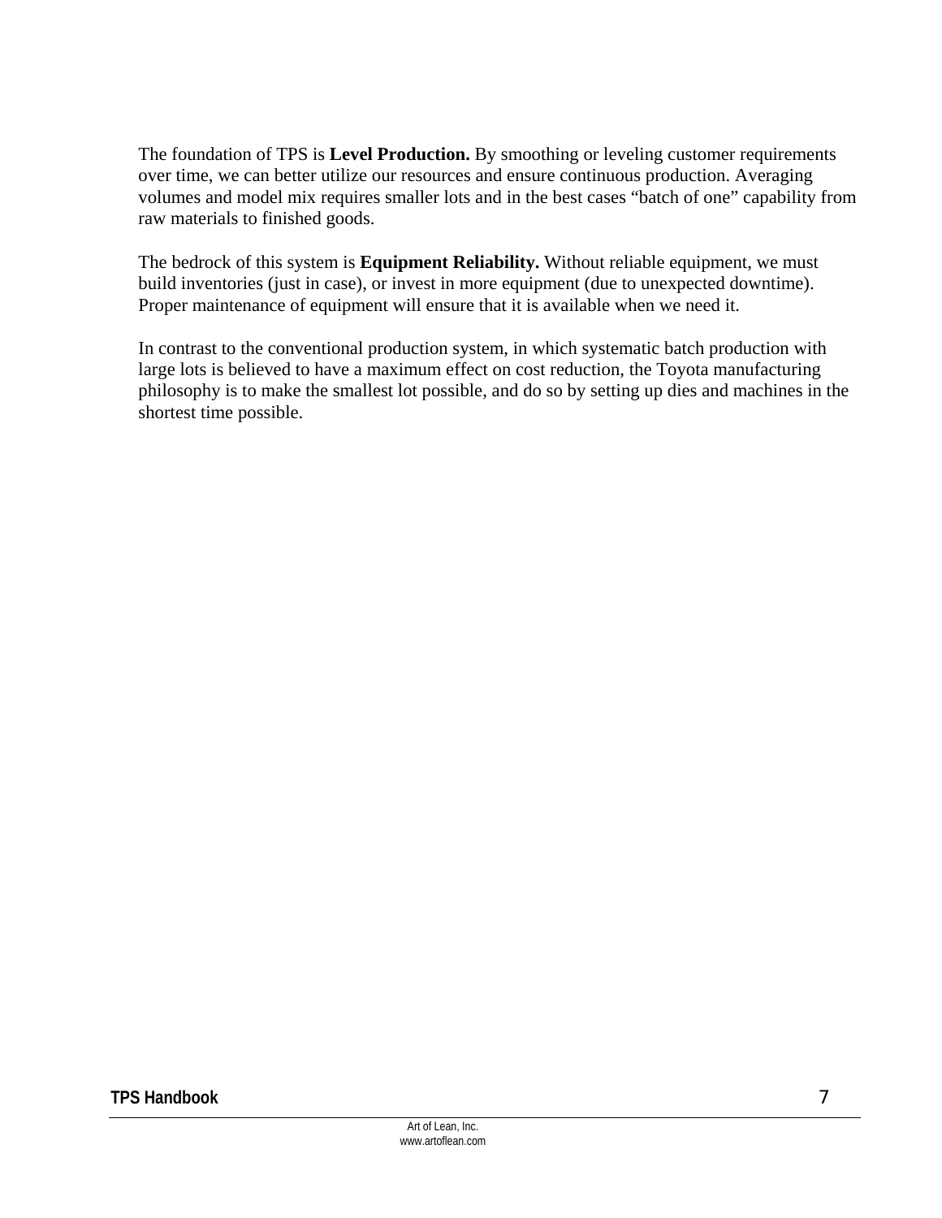The foundation of TPS is **Level Production.** By smoothing or leveling customer requirements over time, we can better utilize our resources and ensure continuous production. Averaging volumes and model mix requires smaller lots and in the best cases "batch of one" capability from raw materials to finished goods.

The bedrock of this system is **Equipment Reliability.** Without reliable equipment, we must build inventories (just in case), or invest in more equipment (due to unexpected downtime). Proper maintenance of equipment will ensure that it is available when we need it.

In contrast to the conventional production system, in which systematic batch production with large lots is believed to have a maximum effect on cost reduction, the Toyota manufacturing philosophy is to make the smallest lot possible, and do so by setting up dies and machines in the shortest time possible.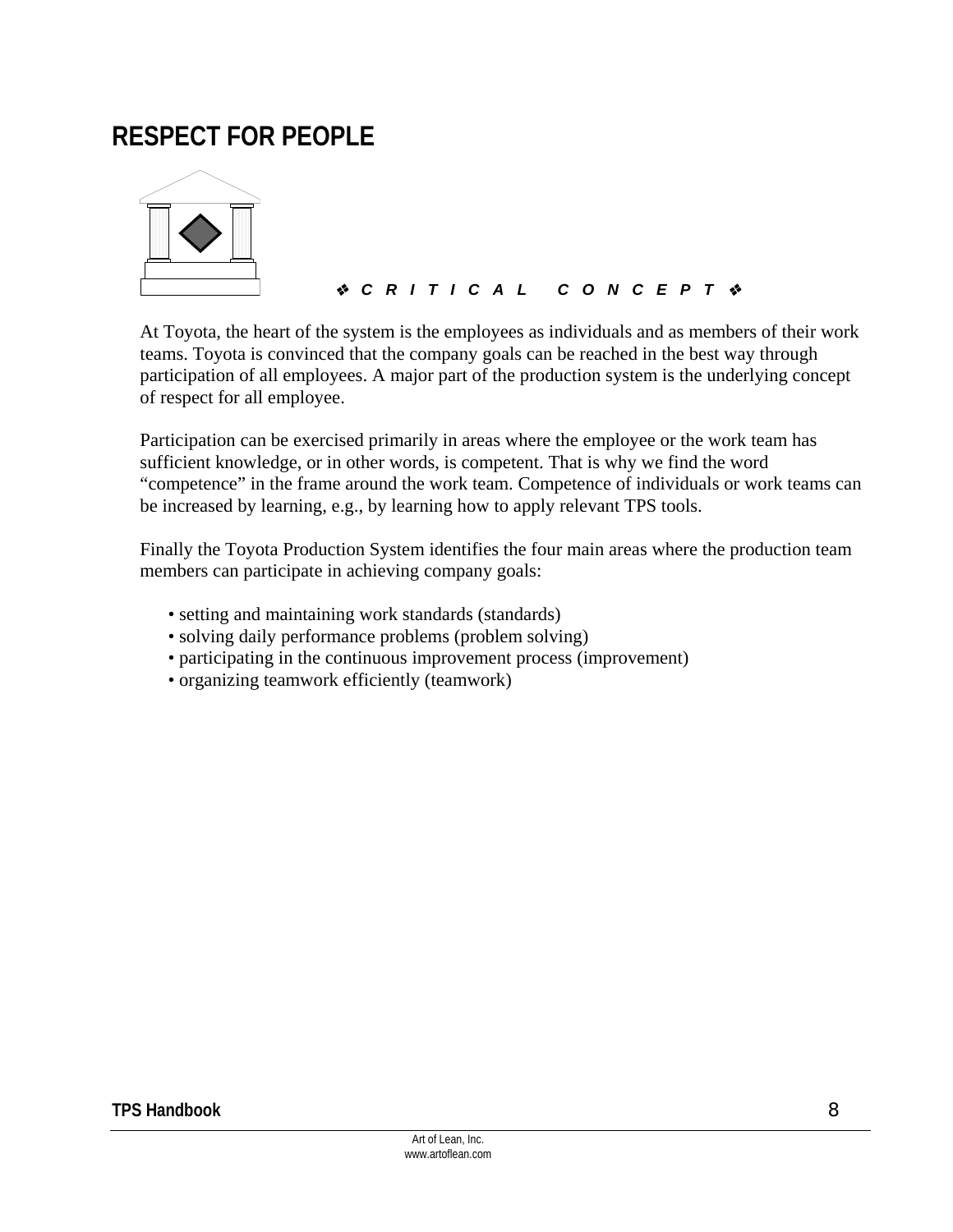# RESPECT FOR PEOPLE

❖ *C R I T I C A L   C O N C E P T* ❖

At Toyota, the heart of the system is the employees as individuals and as members of their work teams. Toyota is convinced that the company goals can be reached in the best way through participation of all employees. A major part of the production system is the underlying concept of respect for all employee.

Participation can be exercised primarily in areas where the employee or the work team has sufficient knowledge, or in other words, is competent. That is why we find the word "competence" in the frame around the work team. Competence of individuals or work teams can be increased by learning, e.g., by learning how to apply relevant TPS tools.

Finally the Toyota Production System identifies the four main areas where the production team members can participate in achieving company goals:

- setting and maintaining work standards (standards)
- solving daily performance problems (problem solving)
- participating in the continuous improvement process (improvement)
- organizing teamwork efficiently (teamwork)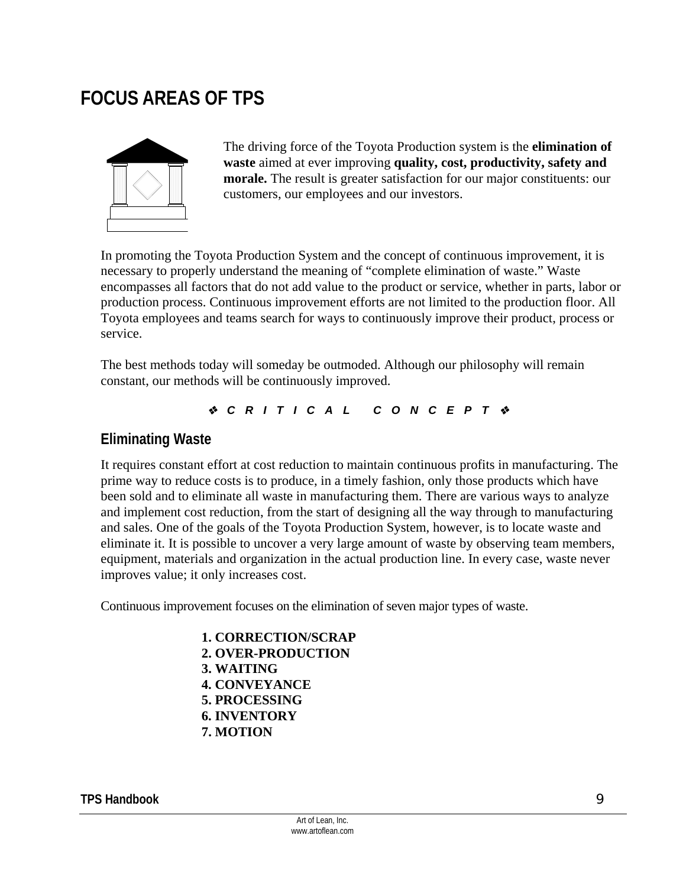# FOCUS AREAS OF TPS

The driving force of the Toyota Production system is the **elimination of waste** aimed at ever improving **quality, cost, productivity, safety and morale.** The result is greater satisfaction for our major constituents: our customers, our employees and our investors.

In promoting the Toyota Production System and the concept of continuous improvement, it is necessary to properly understand the meaning of "complete elimination of waste." Waste encompasses all factors that do not add value to the product or service, whether in parts, labor or production process. Continuous improvement efforts are not limited to the production floor. All Toyota employees and teams search for ways to continuously improve their product, process or service.

The best methods today will someday be outmoded. Although our philosophy will remain constant, our methods will be continuously improved.

❖ *C R I T I C A L   C O N C E P T* ❖

## Eliminating Waste

It requires constant effort at cost reduction to maintain continuous profits in manufacturing. The prime way to reduce costs is to produce, in a timely fashion, only those products which have been sold and to eliminate all waste in manufacturing them. There are various ways to analyze and implement cost reduction, from the start of designing all the way through to manufacturing and sales. One of the goals of the Toyota Production System, however, is to locate waste and eliminate it. It is possible to uncover a very large amount of waste by observing team members, equipment, materials and organization in the actual production line. In every case, waste never improves value; it only increases cost.

Continuous improvement focuses on the elimination of seven major types of waste.

**1. CORRECTION/SCRAP**
**2. OVER-PRODUCTION**
**3. WAITING**
**4. CONVEYANCE**
**5. PROCESSING**
**6. INVENTORY**
**7. MOTION**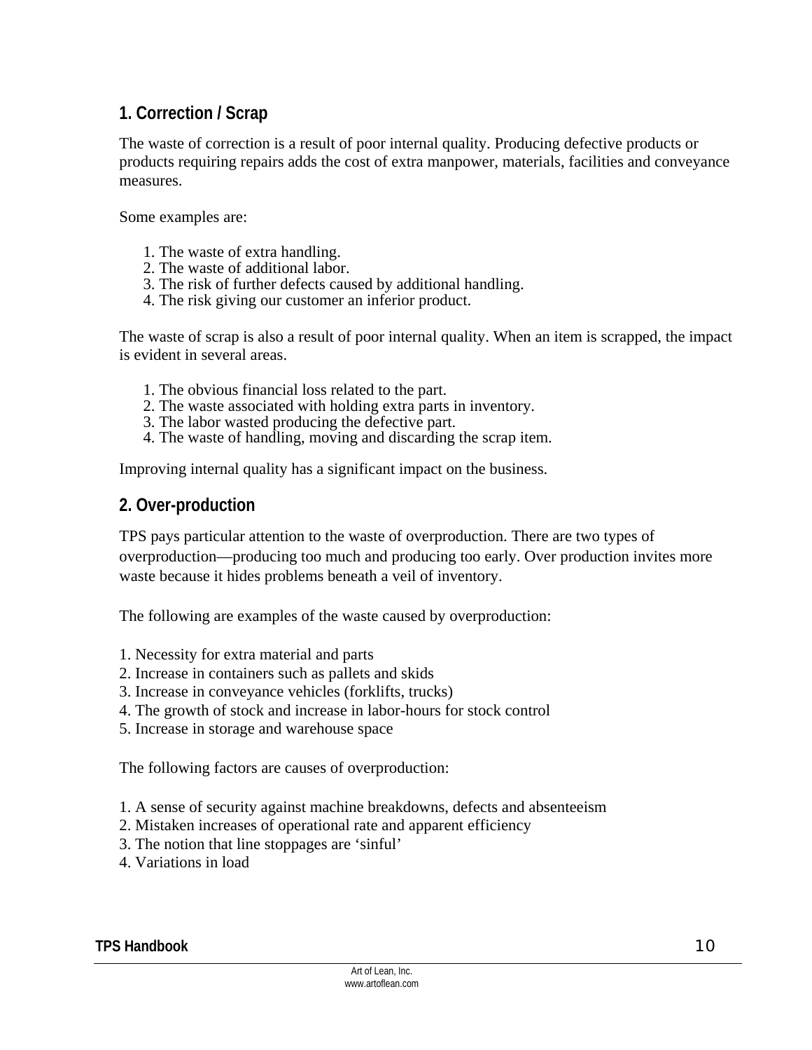## 1. Correction / Scrap

The waste of correction is a result of poor internal quality. Producing defective products or products requiring repairs adds the cost of extra manpower, materials, facilities and conveyance measures.

Some examples are:

1. The waste of extra handling.
2. The waste of additional labor.
3. The risk of further defects caused by additional handling.
4. The risk giving our customer an inferior product.

The waste of scrap is also a result of poor internal quality. When an item is scrapped, the impact is evident in several areas.

1. The obvious financial loss related to the part.
2. The waste associated with holding extra parts in inventory.
3. The labor wasted producing the defective part.
4. The waste of handling, moving and discarding the scrap item.

Improving internal quality has a significant impact on the business.

## 2. Over-production

TPS pays particular attention to the waste of overproduction. There are two types of overproduction—producing too much and producing too early. Over production invites more waste because it hides problems beneath a veil of inventory.

The following are examples of the waste caused by overproduction:

1. Necessity for extra material and parts
2. Increase in containers such as pallets and skids
3. Increase in conveyance vehicles (forklifts, trucks)
4. The growth of stock and increase in labor-hours for stock control
5. Increase in storage and warehouse space

The following factors are causes of overproduction:

1. A sense of security against machine breakdowns, defects and absenteeism
2. Mistaken increases of operational rate and apparent efficiency
3. The notion that line stoppages are 'sinful'
4. Variations in load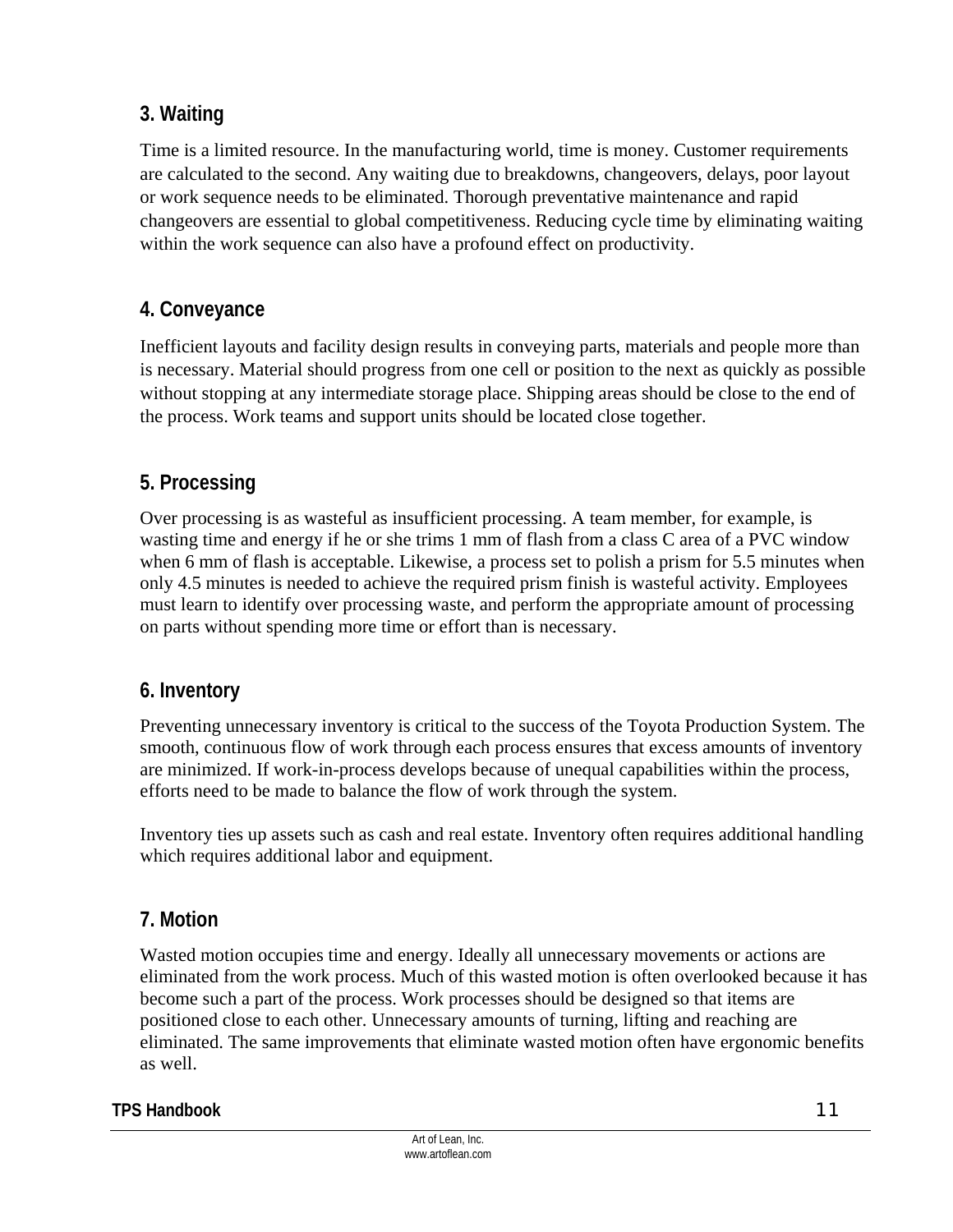## 3. Waiting

Time is a limited resource. In the manufacturing world, time is money. Customer requirements are calculated to the second. Any waiting due to breakdowns, changeovers, delays, poor layout or work sequence needs to be eliminated. Thorough preventative maintenance and rapid changeovers are essential to global competitiveness. Reducing cycle time by eliminating waiting within the work sequence can also have a profound effect on productivity.

## 4. Conveyance

Inefficient layouts and facility design results in conveying parts, materials and people more than is necessary. Material should progress from one cell or position to the next as quickly as possible without stopping at any intermediate storage place. Shipping areas should be close to the end of the process. Work teams and support units should be located close together.

## 5. Processing

Over processing is as wasteful as insufficient processing. A team member, for example, is wasting time and energy if he or she trims 1 mm of flash from a class C area of a PVC window when 6 mm of flash is acceptable. Likewise, a process set to polish a prism for 5.5 minutes when only 4.5 minutes is needed to achieve the required prism finish is wasteful activity. Employees must learn to identify over processing waste, and perform the appropriate amount of processing on parts without spending more time or effort than is necessary.

## 6. Inventory

Preventing unnecessary inventory is critical to the success of the Toyota Production System. The smooth, continuous flow of work through each process ensures that excess amounts of inventory are minimized. If work-in-process develops because of unequal capabilities within the process, efforts need to be made to balance the flow of work through the system.

Inventory ties up assets such as cash and real estate. Inventory often requires additional handling which requires additional labor and equipment.

## 7. Motion

Wasted motion occupies time and energy. Ideally all unnecessary movements or actions are eliminated from the work process. Much of this wasted motion is often overlooked because it has become such a part of the process. Work processes should be designed so that items are positioned close to each other. Unnecessary amounts of turning, lifting and reaching are eliminated. The same improvements that eliminate wasted motion often have ergonomic benefits as well.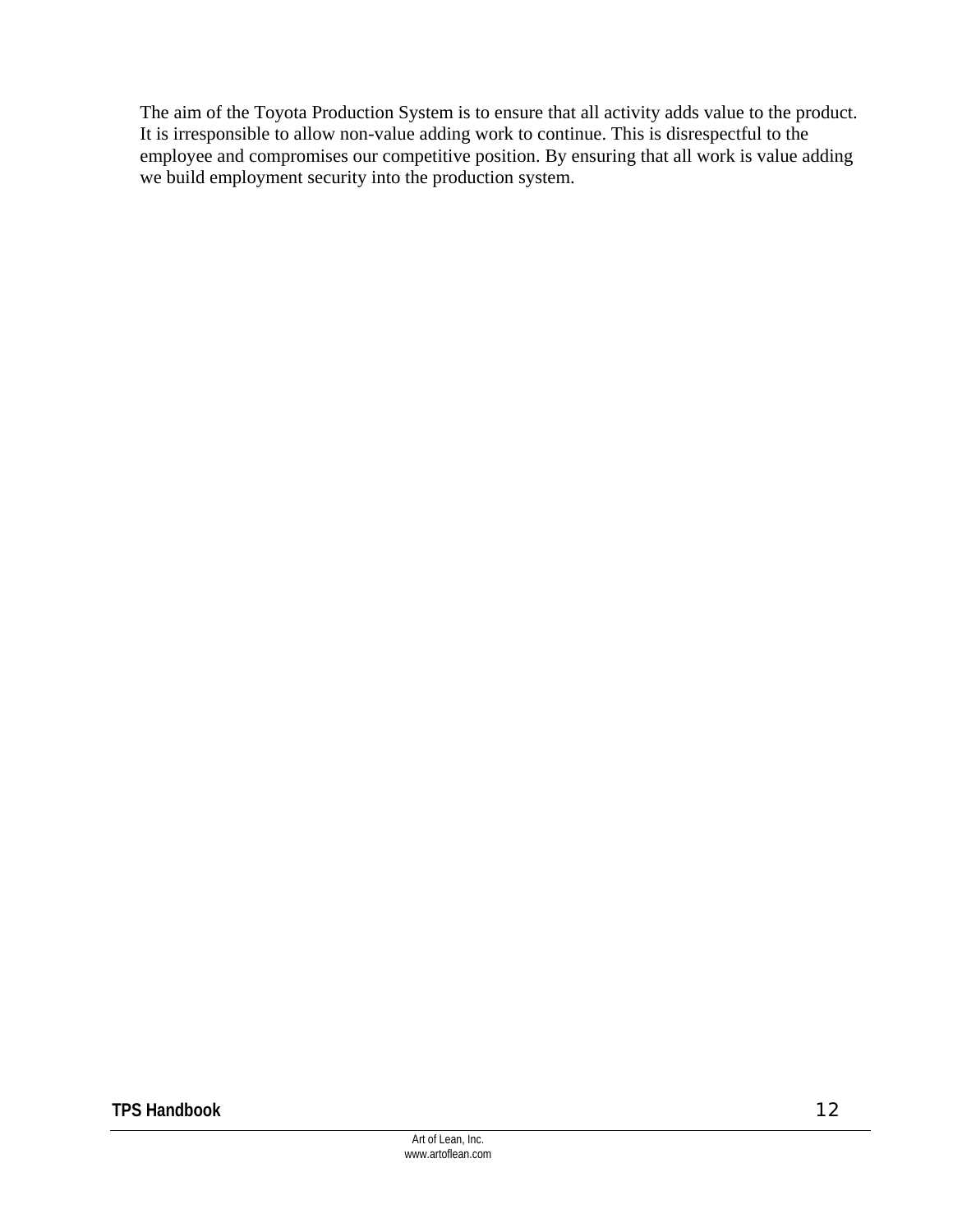The aim of the Toyota Production System is to ensure that all activity adds value to the product. It is irresponsible to allow non-value adding work to continue. This is disrespectful to the employee and compromises our competitive position. By ensuring that all work is value adding we build employment security into the production system.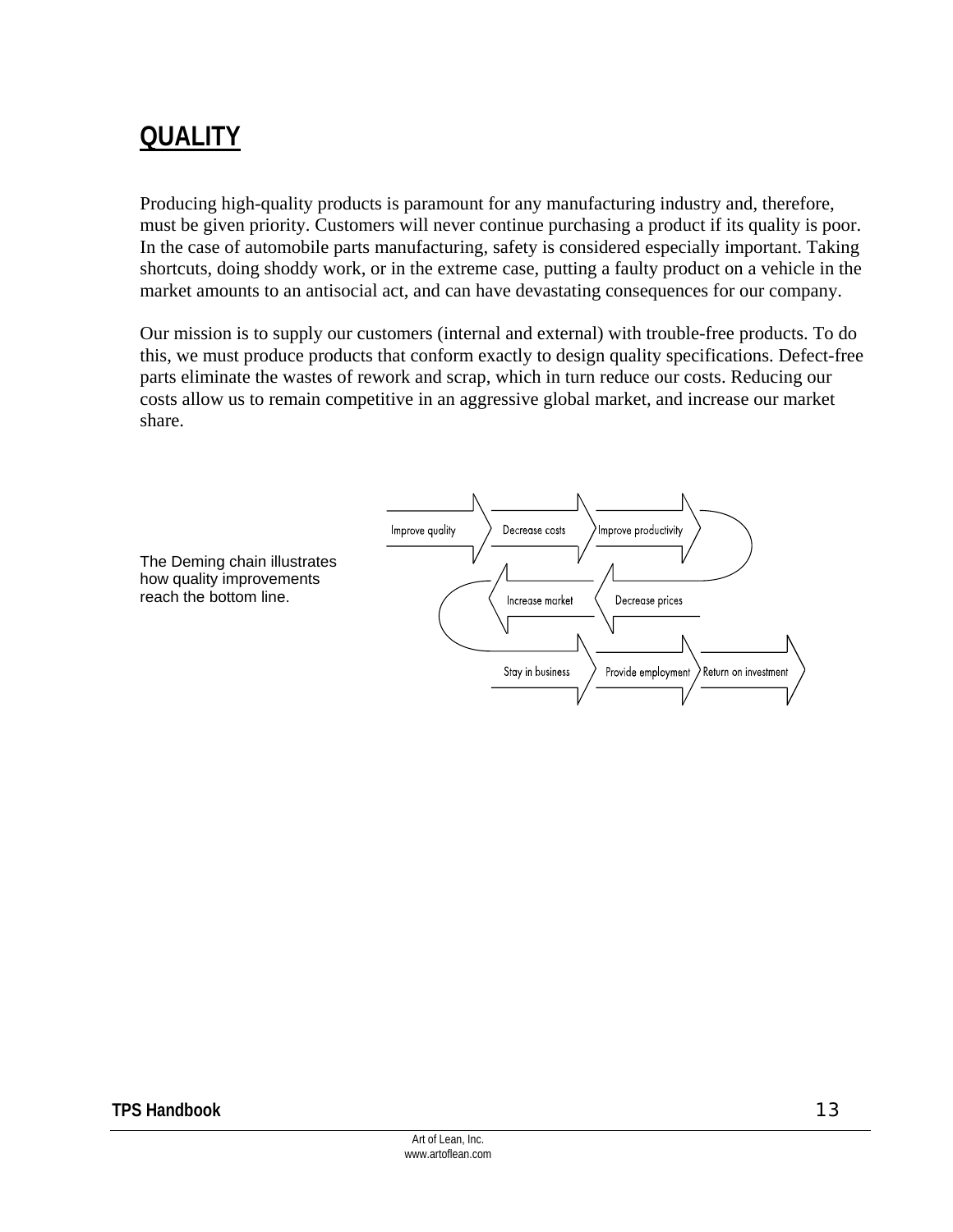# QUALITY

Producing high-quality products is paramount for any manufacturing industry and, therefore, must be given priority. Customers will never continue purchasing a product if its quality is poor. In the case of automobile parts manufacturing, safety is considered especially important. Taking shortcuts, doing shoddy work, or in the extreme case, putting a faulty product on a vehicle in the market amounts to an antisocial act, and can have devastating consequences for our company.

Our mission is to supply our customers (internal and external) with trouble-free products. To do this, we must produce products that conform exactly to design quality specifications. Defect-free parts eliminate the wastes of rework and scrap, which in turn reduce our costs. Reducing our costs allow us to remain competitive in an aggressive global market, and increase our market share.

The Deming chain illustrates how quality improvements reach the bottom line.

Improve quality → Decrease costs → Improve productivity → Decrease prices → Increase market → Stay in business → Provide employment → Return on investment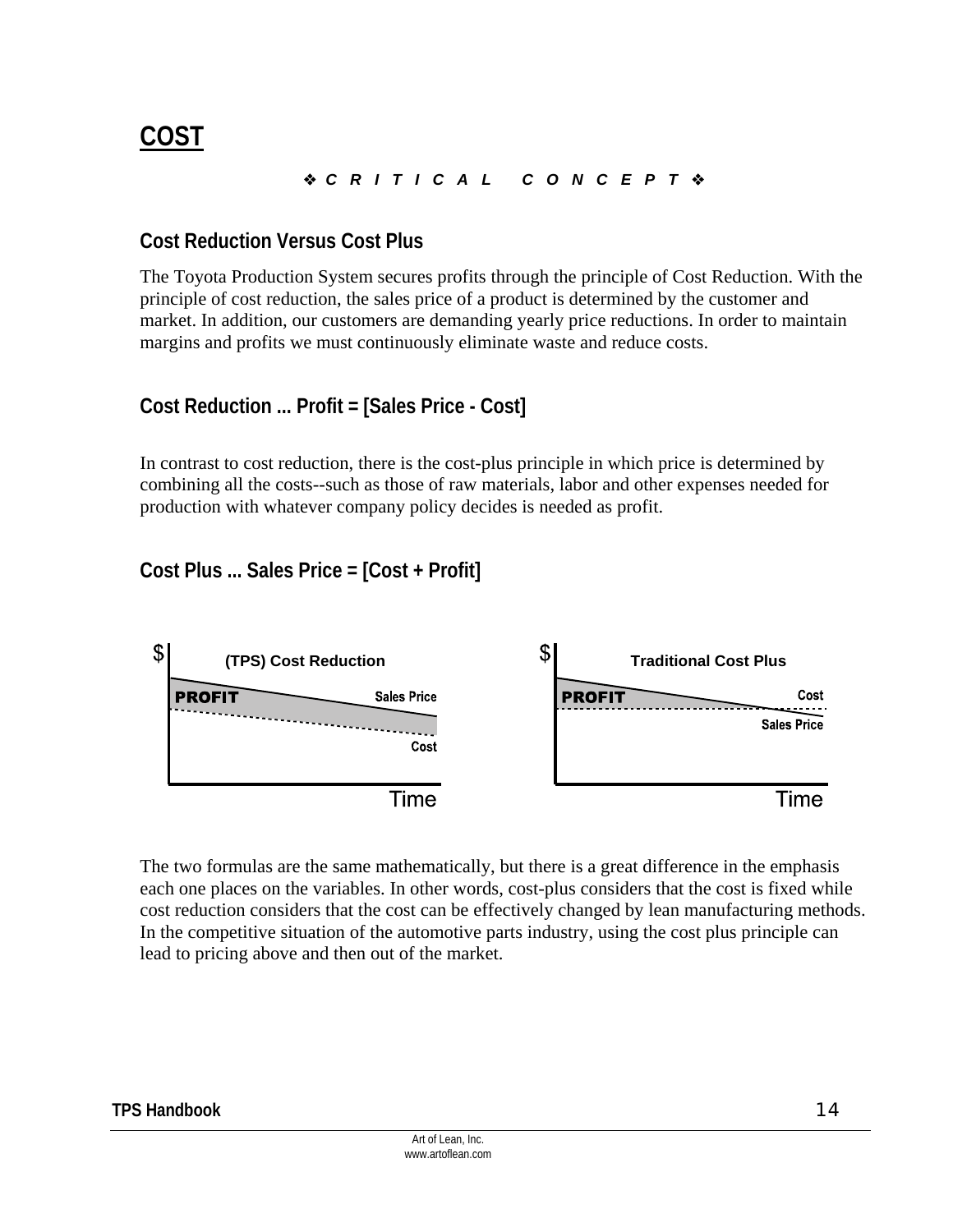# COST

***❖ C R I T I C A L   C O N C E P T ❖***

## Cost Reduction Versus Cost Plus

The Toyota Production System secures profits through the principle of Cost Reduction. With the principle of cost reduction, the sales price of a product is determined by the customer and market. In addition, our customers are demanding yearly price reductions. In order to maintain margins and profits we must continuously eliminate waste and reduce costs.

## Cost Reduction ... Profit = [Sales Price - Cost]

In contrast to cost reduction, there is the cost-plus principle in which price is determined by combining all the costs--such as those of raw materials, labor and other expenses needed for production with whatever company policy decides is needed as profit.

## Cost Plus ... Sales Price = [Cost + Profit]

$ **(TPS) Cost Reduction**

PROFIT — Sales Price — Cost — Time

$ **Traditional Cost Plus**

PROFIT — Cost — Sales Price — Time

The two formulas are the same mathematically, but there is a great difference in the emphasis each one places on the variables. In other words, cost-plus considers that the cost is fixed while cost reduction considers that the cost can be effectively changed by lean manufacturing methods. In the competitive situation of the automotive parts industry, using the cost plus principle can lead to pricing above and then out of the market.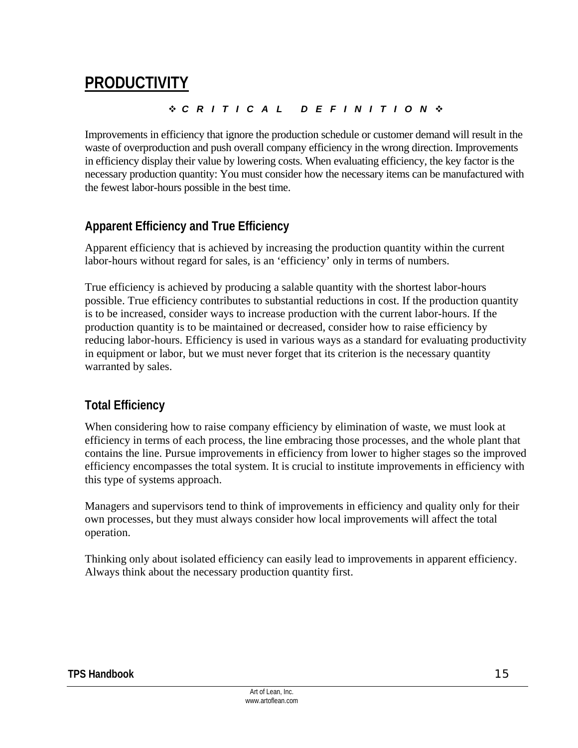# PRODUCTIVITY

❖ *C R I T I C A L   D E F I N I T I O N* ❖

Improvements in efficiency that ignore the production schedule or customer demand will result in the waste of overproduction and push overall company efficiency in the wrong direction. Improvements in efficiency display their value by lowering costs. When evaluating efficiency, the key factor is the necessary production quantity: You must consider how the necessary items can be manufactured with the fewest labor-hours possible in the best time.

## Apparent Efficiency and True Efficiency

Apparent efficiency that is achieved by increasing the production quantity within the current labor-hours without regard for sales, is an 'efficiency' only in terms of numbers.

True efficiency is achieved by producing a salable quantity with the shortest labor-hours possible. True efficiency contributes to substantial reductions in cost. If the production quantity is to be increased, consider ways to increase production with the current labor-hours. If the production quantity is to be maintained or decreased, consider how to raise efficiency by reducing labor-hours. Efficiency is used in various ways as a standard for evaluating productivity in equipment or labor, but we must never forget that its criterion is the necessary quantity warranted by sales.

## Total Efficiency

When considering how to raise company efficiency by elimination of waste, we must look at efficiency in terms of each process, the line embracing those processes, and the whole plant that contains the line. Pursue improvements in efficiency from lower to higher stages so the improved efficiency encompasses the total system. It is crucial to institute improvements in efficiency with this type of systems approach.

Managers and supervisors tend to think of improvements in efficiency and quality only for their own processes, but they must always consider how local improvements will affect the total operation.

Thinking only about isolated efficiency can easily lead to improvements in apparent efficiency. Always think about the necessary production quantity first.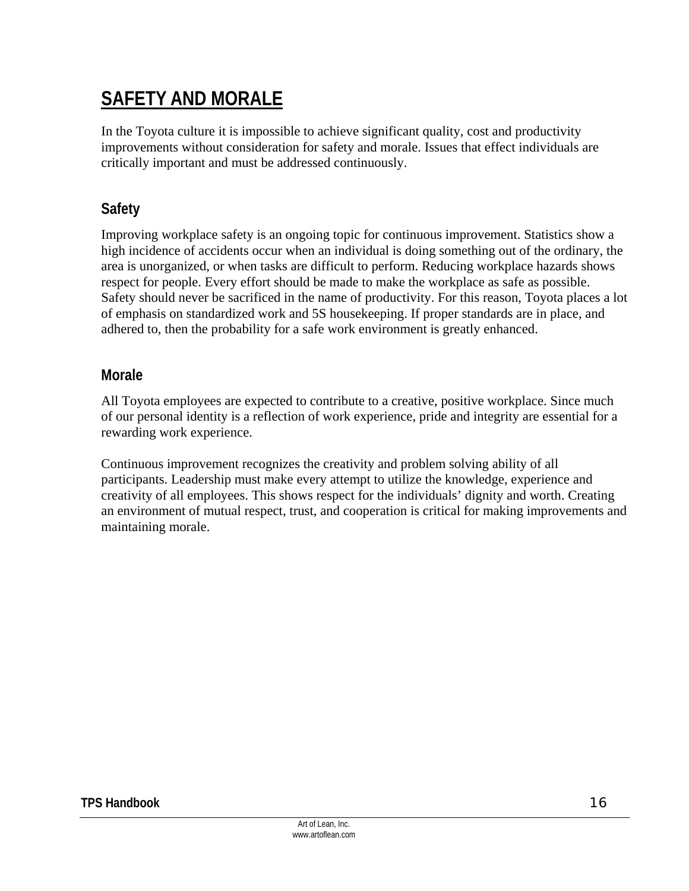# SAFETY AND MORALE

In the Toyota culture it is impossible to achieve significant quality, cost and productivity improvements without consideration for safety and morale. Issues that effect individuals are critically important and must be addressed continuously.

## Safety

Improving workplace safety is an ongoing topic for continuous improvement. Statistics show a high incidence of accidents occur when an individual is doing something out of the ordinary, the area is unorganized, or when tasks are difficult to perform. Reducing workplace hazards shows respect for people. Every effort should be made to make the workplace as safe as possible. Safety should never be sacrificed in the name of productivity. For this reason, Toyota places a lot of emphasis on standardized work and 5S housekeeping. If proper standards are in place, and adhered to, then the probability for a safe work environment is greatly enhanced.

## Morale

All Toyota employees are expected to contribute to a creative, positive workplace. Since much of our personal identity is a reflection of work experience, pride and integrity are essential for a rewarding work experience.

Continuous improvement recognizes the creativity and problem solving ability of all participants. Leadership must make every attempt to utilize the knowledge, experience and creativity of all employees. This shows respect for the individuals' dignity and worth. Creating an environment of mutual respect, trust, and cooperation is critical for making improvements and maintaining morale.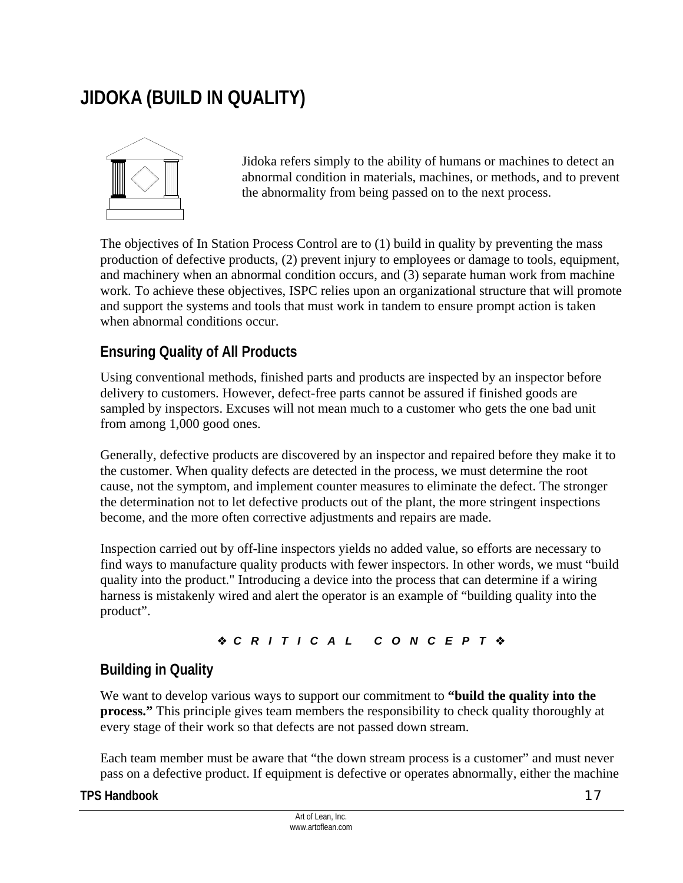# JIDOKA (BUILD IN QUALITY)

Jidoka refers simply to the ability of humans or machines to detect an abnormal condition in materials, machines, or methods, and to prevent the abnormality from being passed on to the next process.

The objectives of In Station Process Control are to (1) build in quality by preventing the mass production of defective products, (2) prevent injury to employees or damage to tools, equipment, and machinery when an abnormal condition occurs, and (3) separate human work from machine work. To achieve these objectives, ISPC relies upon an organizational structure that will promote and support the systems and tools that must work in tandem to ensure prompt action is taken when abnormal conditions occur.

## Ensuring Quality of All Products

Using conventional methods, finished parts and products are inspected by an inspector before delivery to customers. However, defect-free parts cannot be assured if finished goods are sampled by inspectors. Excuses will not mean much to a customer who gets the one bad unit from among 1,000 good ones.

Generally, defective products are discovered by an inspector and repaired before they make it to the customer. When quality defects are detected in the process, we must determine the root cause, not the symptom, and implement counter measures to eliminate the defect. The stronger the determination not to let defective products out of the plant, the more stringent inspections become, and the more often corrective adjustments and repairs are made.

Inspection carried out by off-line inspectors yields no added value, so efforts are necessary to find ways to manufacture quality products with fewer inspectors. In other words, we must "build quality into the product." Introducing a device into the process that can determine if a wiring harness is mistakenly wired and alert the operator is an example of "building quality into the product".

***❖ C R I T I C A L   C O N C E P T ❖***

## Building in Quality

We want to develop various ways to support our commitment to **"build the quality into the process."** This principle gives team members the responsibility to check quality thoroughly at every stage of their work so that defects are not passed down stream.

Each team member must be aware that "the down stream process is a customer" and must never pass on a defective product. If equipment is defective or operates abnormally, either the machine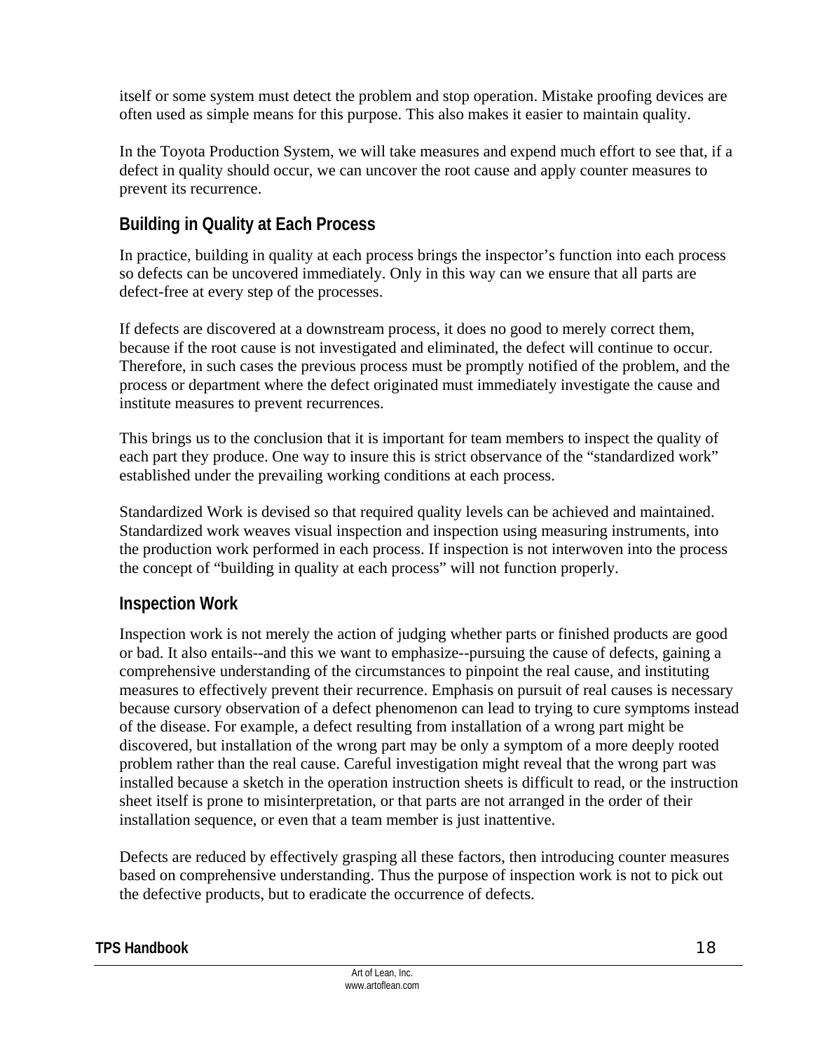itself or some system must detect the problem and stop operation. Mistake proofing devices are often used as simple means for this purpose. This also makes it easier to maintain quality.

In the Toyota Production System, we will take measures and expend much effort to see that, if a defect in quality should occur, we can uncover the root cause and apply counter measures to prevent its recurrence.

## Building in Quality at Each Process

In practice, building in quality at each process brings the inspector's function into each process so defects can be uncovered immediately. Only in this way can we ensure that all parts are defect-free at every step of the processes.

If defects are discovered at a downstream process, it does no good to merely correct them, because if the root cause is not investigated and eliminated, the defect will continue to occur. Therefore, in such cases the previous process must be promptly notified of the problem, and the process or department where the defect originated must immediately investigate the cause and institute measures to prevent recurrences.

This brings us to the conclusion that it is important for team members to inspect the quality of each part they produce. One way to insure this is strict observance of the "standardized work" established under the prevailing working conditions at each process.

Standardized Work is devised so that required quality levels can be achieved and maintained. Standardized work weaves visual inspection and inspection using measuring instruments, into the production work performed in each process. If inspection is not interwoven into the process the concept of "building in quality at each process" will not function properly.

## Inspection Work

Inspection work is not merely the action of judging whether parts or finished products are good or bad. It also entails--and this we want to emphasize--pursuing the cause of defects, gaining a comprehensive understanding of the circumstances to pinpoint the real cause, and instituting measures to effectively prevent their recurrence. Emphasis on pursuit of real causes is necessary because cursory observation of a defect phenomenon can lead to trying to cure symptoms instead of the disease. For example, a defect resulting from installation of a wrong part might be discovered, but installation of the wrong part may be only a symptom of a more deeply rooted problem rather than the real cause. Careful investigation might reveal that the wrong part was installed because a sketch in the operation instruction sheets is difficult to read, or the instruction sheet itself is prone to misinterpretation, or that parts are not arranged in the order of their installation sequence, or even that a team member is just inattentive.

Defects are reduced by effectively grasping all these factors, then introducing counter measures based on comprehensive understanding. Thus the purpose of inspection work is not to pick out the defective products, but to eradicate the occurrence of defects.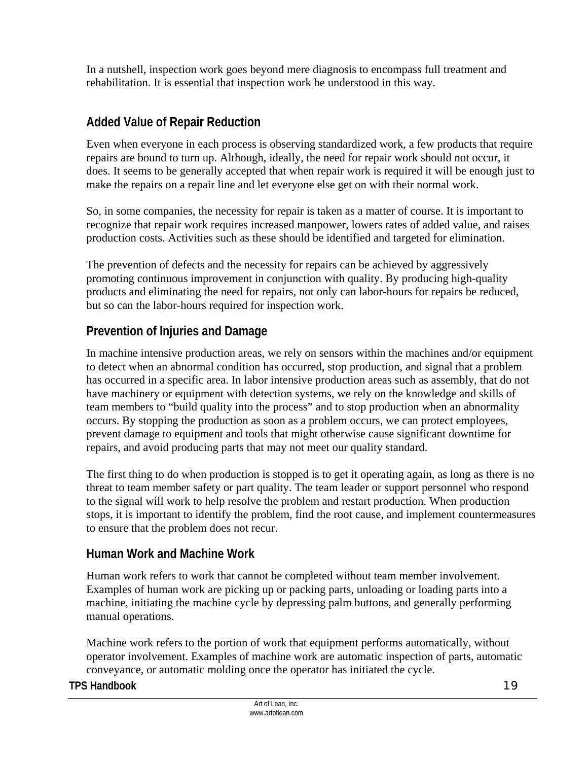In a nutshell, inspection work goes beyond mere diagnosis to encompass full treatment and rehabilitation. It is essential that inspection work be understood in this way.

## Added Value of Repair Reduction

Even when everyone in each process is observing standardized work, a few products that require repairs are bound to turn up. Although, ideally, the need for repair work should not occur, it does. It seems to be generally accepted that when repair work is required it will be enough just to make the repairs on a repair line and let everyone else get on with their normal work.

So, in some companies, the necessity for repair is taken as a matter of course. It is important to recognize that repair work requires increased manpower, lowers rates of added value, and raises production costs. Activities such as these should be identified and targeted for elimination.

The prevention of defects and the necessity for repairs can be achieved by aggressively promoting continuous improvement in conjunction with quality. By producing high-quality products and eliminating the need for repairs, not only can labor-hours for repairs be reduced, but so can the labor-hours required for inspection work.

## Prevention of Injuries and Damage

In machine intensive production areas, we rely on sensors within the machines and/or equipment to detect when an abnormal condition has occurred, stop production, and signal that a problem has occurred in a specific area. In labor intensive production areas such as assembly, that do not have machinery or equipment with detection systems, we rely on the knowledge and skills of team members to “build quality into the process” and to stop production when an abnormality occurs. By stopping the production as soon as a problem occurs, we can protect employees, prevent damage to equipment and tools that might otherwise cause significant downtime for repairs, and avoid producing parts that may not meet our quality standard.

The first thing to do when production is stopped is to get it operating again, as long as there is no threat to team member safety or part quality. The team leader or support personnel who respond to the signal will work to help resolve the problem and restart production. When production stops, it is important to identify the problem, find the root cause, and implement countermeasures to ensure that the problem does not recur.

## Human Work and Machine Work

Human work refers to work that cannot be completed without team member involvement. Examples of human work are picking up or packing parts, unloading or loading parts into a machine, initiating the machine cycle by depressing palm buttons, and generally performing manual operations.

Machine work refers to the portion of work that equipment performs automatically, without operator involvement. Examples of machine work are automatic inspection of parts, automatic conveyance, or automatic molding once the operator has initiated the cycle.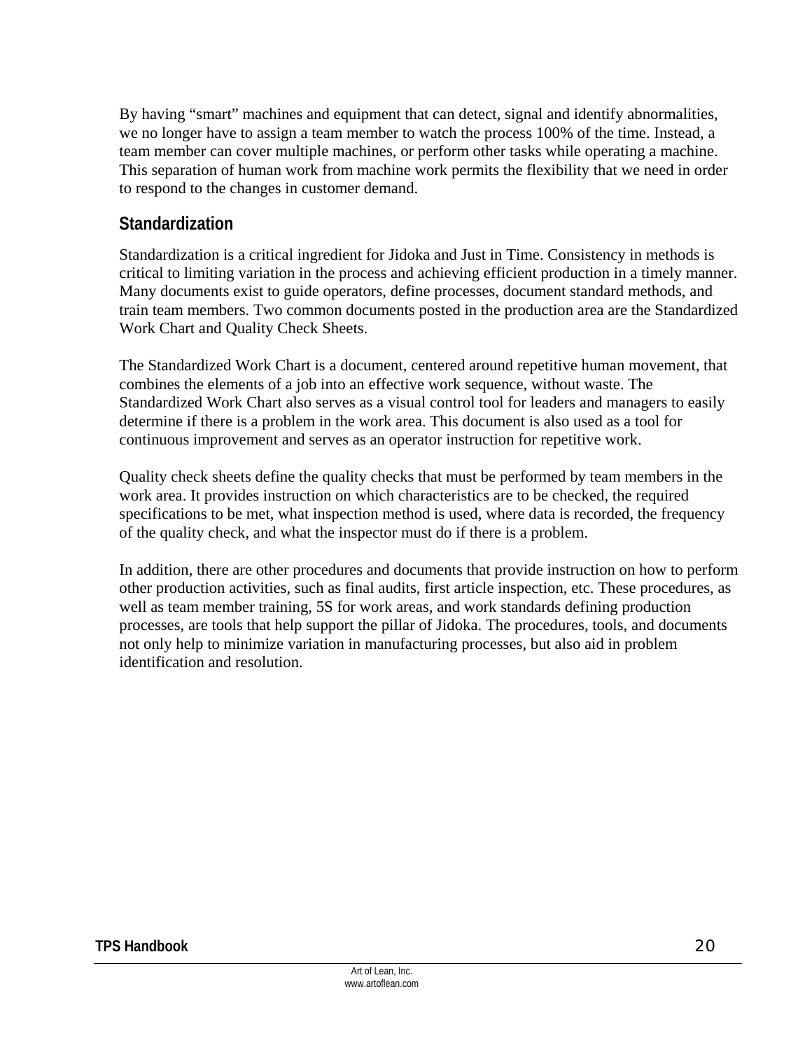By having “smart” machines and equipment that can detect, signal and identify abnormalities, we no longer have to assign a team member to watch the process 100% of the time. Instead, a team member can cover multiple machines, or perform other tasks while operating a machine. This separation of human work from machine work permits the flexibility that we need in order to respond to the changes in customer demand.

## Standardization

Standardization is a critical ingredient for Jidoka and Just in Time. Consistency in methods is critical to limiting variation in the process and achieving efficient production in a timely manner. Many documents exist to guide operators, define processes, document standard methods, and train team members. Two common documents posted in the production area are the Standardized Work Chart and Quality Check Sheets.

The Standardized Work Chart is a document, centered around repetitive human movement, that combines the elements of a job into an effective work sequence, without waste. The Standardized Work Chart also serves as a visual control tool for leaders and managers to easily determine if there is a problem in the work area. This document is also used as a tool for continuous improvement and serves as an operator instruction for repetitive work.

Quality check sheets define the quality checks that must be performed by team members in the work area. It provides instruction on which characteristics are to be checked, the required specifications to be met, what inspection method is used, where data is recorded, the frequency of the quality check, and what the inspector must do if there is a problem.

In addition, there are other procedures and documents that provide instruction on how to perform other production activities, such as final audits, first article inspection, etc. These procedures, as well as team member training, 5S for work areas, and work standards defining production processes, are tools that help support the pillar of Jidoka. The procedures, tools, and documents not only help to minimize variation in manufacturing processes, but also aid in problem identification and resolution.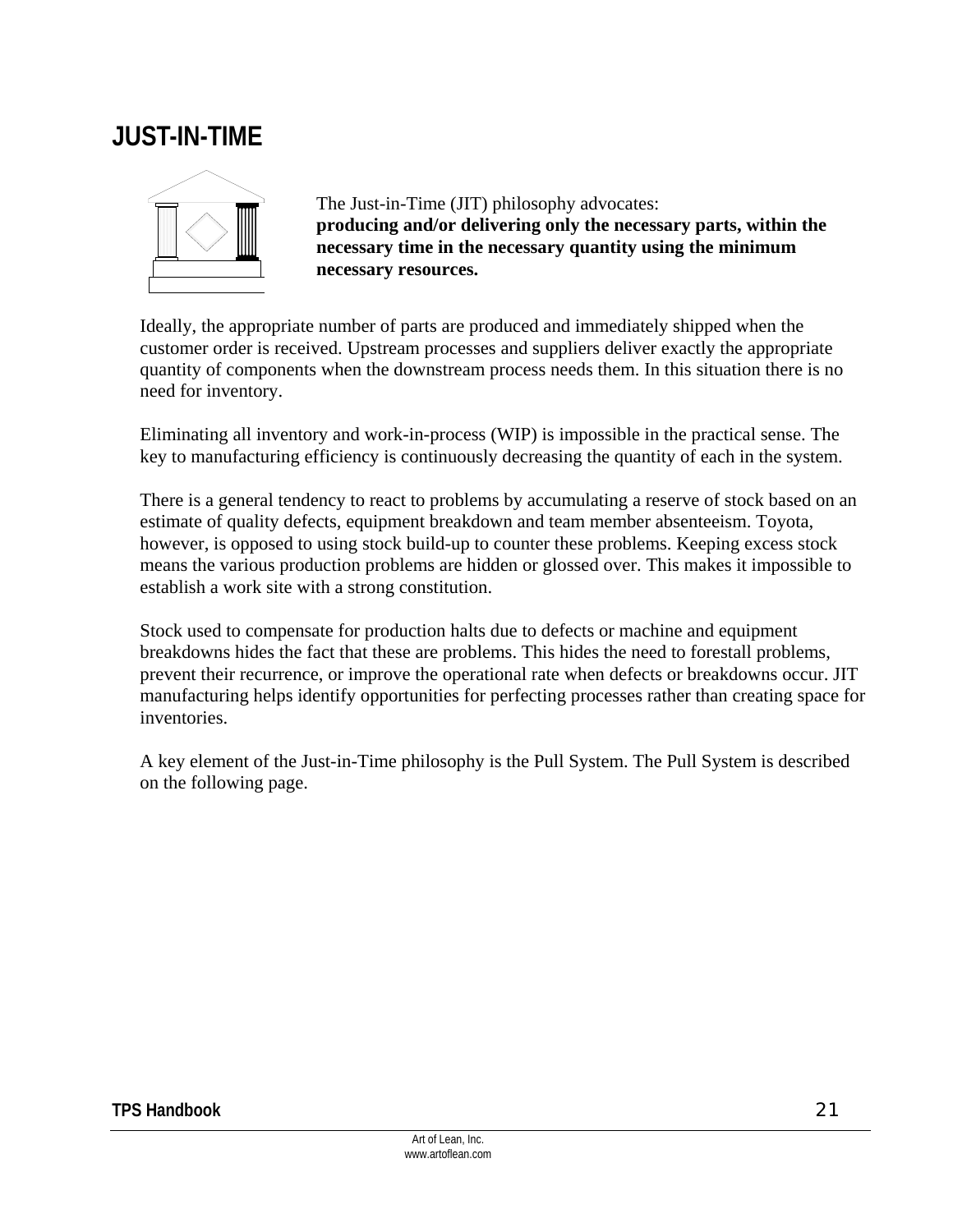# JUST-IN-TIME

The Just-in-Time (JIT) philosophy advocates:
**producing and/or delivering only the necessary parts, within the necessary time in the necessary quantity using the minimum necessary resources.**

Ideally, the appropriate number of parts are produced and immediately shipped when the customer order is received. Upstream processes and suppliers deliver exactly the appropriate quantity of components when the downstream process needs them. In this situation there is no need for inventory.

Eliminating all inventory and work-in-process (WIP) is impossible in the practical sense. The key to manufacturing efficiency is continuously decreasing the quantity of each in the system.

There is a general tendency to react to problems by accumulating a reserve of stock based on an estimate of quality defects, equipment breakdown and team member absenteeism. Toyota, however, is opposed to using stock build-up to counter these problems. Keeping excess stock means the various production problems are hidden or glossed over. This makes it impossible to establish a work site with a strong constitution.

Stock used to compensate for production halts due to defects or machine and equipment breakdowns hides the fact that these are problems. This hides the need to forestall problems, prevent their recurrence, or improve the operational rate when defects or breakdowns occur. JIT manufacturing helps identify opportunities for perfecting processes rather than creating space for inventories.

A key element of the Just-in-Time philosophy is the Pull System. The Pull System is described on the following page.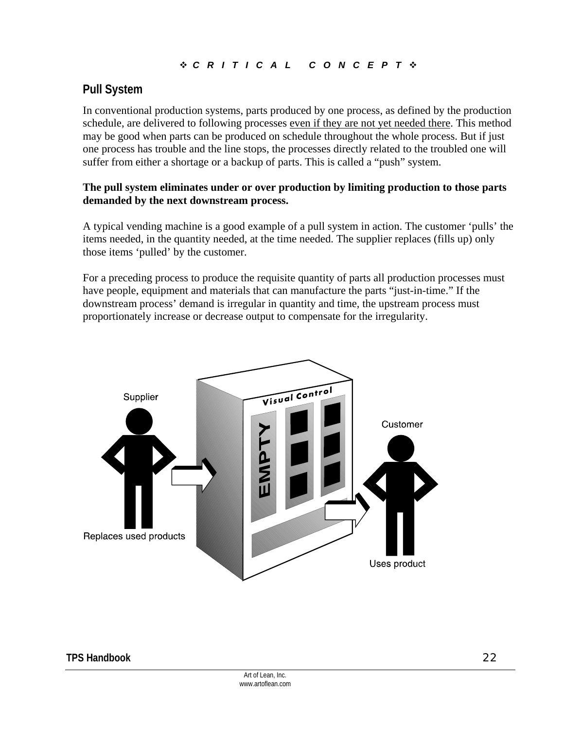❖ *C R I T I C A L   C O N C E P T* ❖

## Pull System

In conventional production systems, parts produced by one process, as defined by the production schedule, are delivered to following processes even if they are not yet needed there. This method may be good when parts can be produced on schedule throughout the whole process. But if just one process has trouble and the line stops, the processes directly related to the troubled one will suffer from either a shortage or a backup of parts. This is called a "push" system.

**The pull system eliminates under or over production by limiting production to those parts demanded by the next downstream process.**

A typical vending machine is a good example of a pull system in action. The customer 'pulls' the items needed, in the quantity needed, at the time needed. The supplier replaces (fills up) only those items 'pulled' by the customer.

For a preceding process to produce the requisite quantity of parts all production processes must have people, equipment and materials that can manufacture the parts "just-in-time." If the downstream process' demand is irregular in quantity and time, the upstream process must proportionately increase or decrease output to compensate for the irregularity.

Supplier

Replaces used products

Visual Control

EMPTY

Customer

Uses product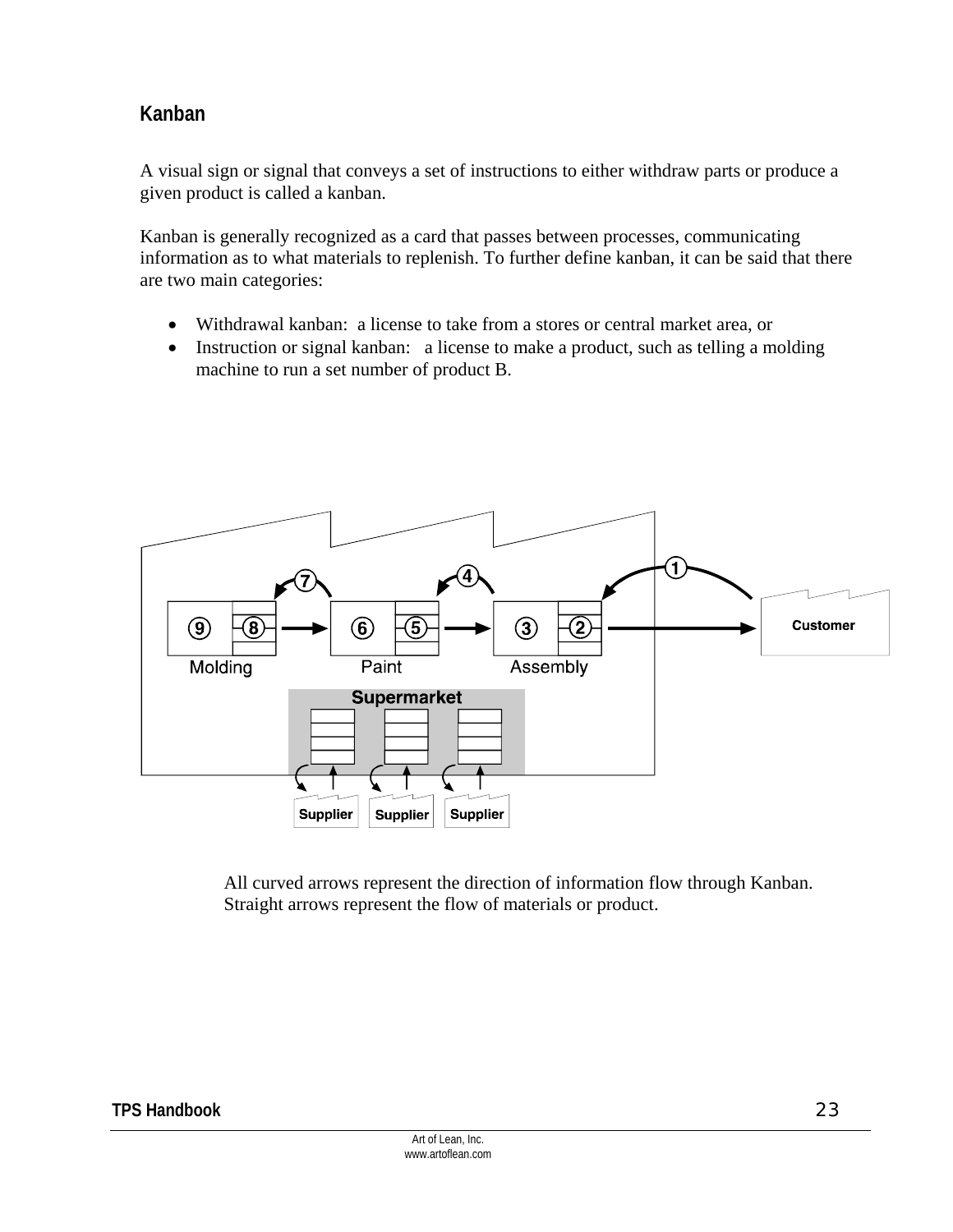## Kanban

A visual sign or signal that conveys a set of instructions to either withdraw parts or produce a given product is called a kanban.

Kanban is generally recognized as a card that passes between processes, communicating information as to what materials to replenish. To further define kanban, it can be said that there are two main categories:

- Withdrawal kanban: a license to take from a stores or central market area, or
- Instruction or signal kanban: a license to make a product, such as telling a molding machine to run a set number of product B.

All curved arrows represent the direction of information flow through Kanban. Straight arrows represent the flow of materials or product.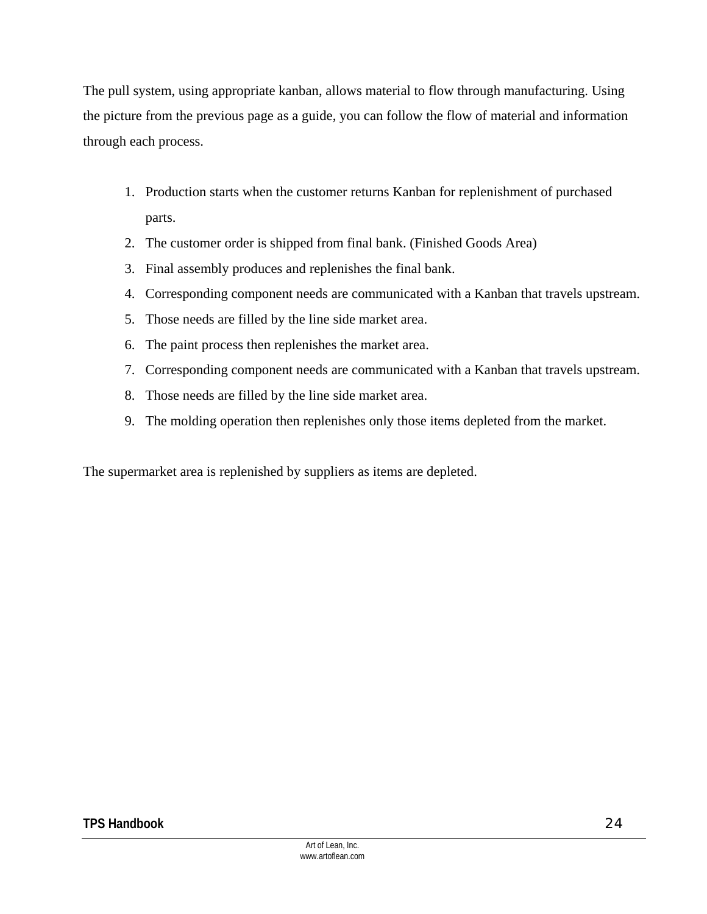The pull system, using appropriate kanban, allows material to flow through manufacturing. Using the picture from the previous page as a guide, you can follow the flow of material and information through each process.

1. Production starts when the customer returns Kanban for replenishment of purchased parts.
2. The customer order is shipped from final bank. (Finished Goods Area)
3. Final assembly produces and replenishes the final bank.
4. Corresponding component needs are communicated with a Kanban that travels upstream.
5. Those needs are filled by the line side market area.
6. The paint process then replenishes the market area.
7. Corresponding component needs are communicated with a Kanban that travels upstream.
8. Those needs are filled by the line side market area.
9. The molding operation then replenishes only those items depleted from the market.

The supermarket area is replenished by suppliers as items are depleted.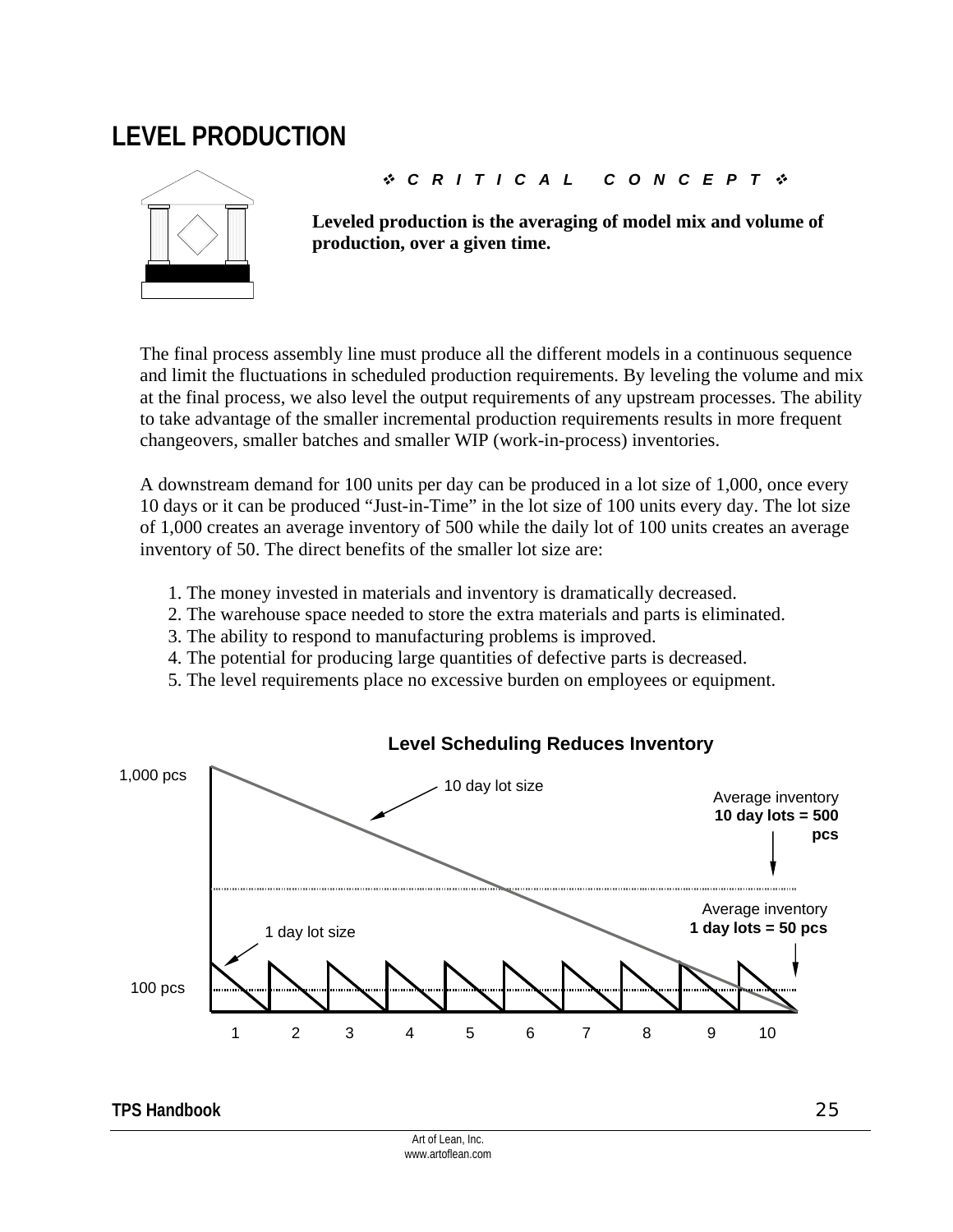# LEVEL PRODUCTION

❖ *C R I T I C A L   C O N C E P T* ❖

**Leveled production is the averaging of model mix and volume of production, over a given time.**

The final process assembly line must produce all the different models in a continuous sequence and limit the fluctuations in scheduled production requirements. By leveling the volume and mix at the final process, we also level the output requirements of any upstream processes. The ability to take advantage of the smaller incremental production requirements results in more frequent changeovers, smaller batches and smaller WIP (work-in-process) inventories.

A downstream demand for 100 units per day can be produced in a lot size of 1,000, once every 10 days or it can be produced "Just-in-Time" in the lot size of 100 units every day. The lot size of 1,000 creates an average inventory of 500 while the daily lot of 100 units creates an average inventory of 50. The direct benefits of the smaller lot size are:

1. The money invested in materials and inventory is dramatically decreased.
2. The warehouse space needed to store the extra materials and parts is eliminated.
3. The ability to respond to manufacturing problems is improved.
4. The potential for producing large quantities of defective parts is decreased.
5. The level requirements place no excessive burden on employees or equipment.

**Level Scheduling Reduces Inventory**

1,000 pcs

10 day lot size

Average inventory **10 day lots = 500 pcs**

Average inventory **1 day lots = 50 pcs**

1 day lot size

100 pcs

1 2 3 4 5 6 7 8 9 10

Art of Lean, Inc.
www.artoflean.com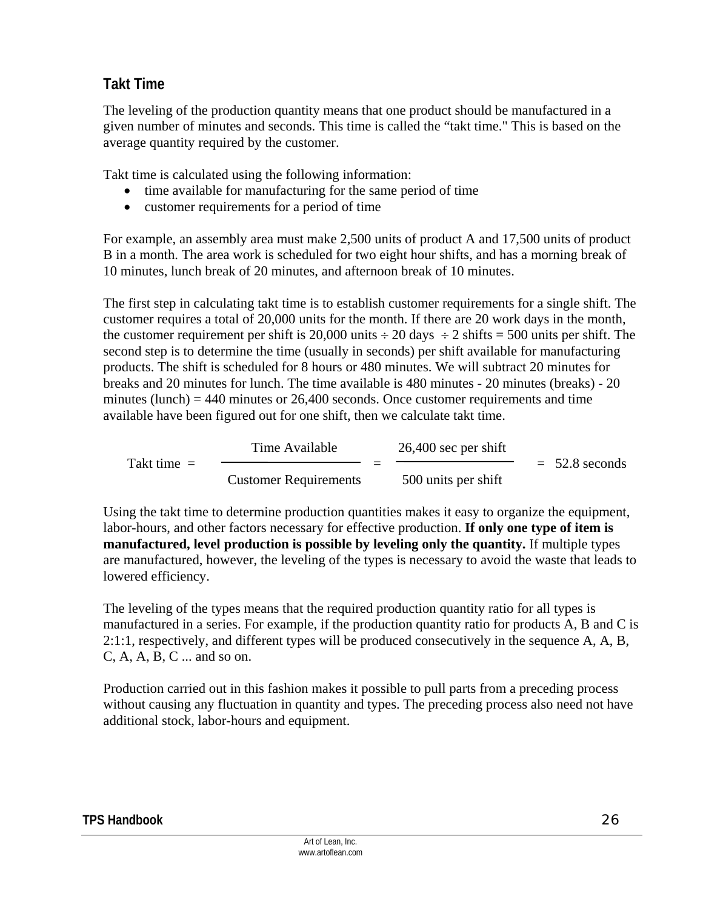## Takt Time

The leveling of the production quantity means that one product should be manufactured in a given number of minutes and seconds. This time is called the "takt time." This is based on the average quantity required by the customer.

Takt time is calculated using the following information:

- time available for manufacturing for the same period of time
- customer requirements for a period of time

For example, an assembly area must make 2,500 units of product A and 17,500 units of product B in a month. The area work is scheduled for two eight hour shifts, and has a morning break of 10 minutes, lunch break of 20 minutes, and afternoon break of 10 minutes.

The first step in calculating takt time is to establish customer requirements for a single shift. The customer requires a total of 20,000 units for the month. If there are 20 work days in the month, the customer requirement per shift is 20,000 units ÷ 20 days ÷ 2 shifts = 500 units per shift. The second step is to determine the time (usually in seconds) per shift available for manufacturing products. The shift is scheduled for 8 hours or 480 minutes. We will subtract 20 minutes for breaks and 20 minutes for lunch. The time available is 480 minutes - 20 minutes (breaks) - 20 minutes (lunch) = 440 minutes or 26,400 seconds. Once customer requirements and time available have been figured out for one shift, then we calculate takt time.

$$\text{Takt time} = \frac{\text{Time Available}}{\text{Customer Requirements}} = \frac{26{,}400 \text{ sec per shift}}{500 \text{ units per shift}} = 52.8 \text{ seconds}$$

Using the takt time to determine production quantities makes it easy to organize the equipment, labor-hours, and other factors necessary for effective production. **If only one type of item is manufactured, level production is possible by leveling only the quantity.** If multiple types are manufactured, however, the leveling of the types is necessary to avoid the waste that leads to lowered efficiency.

The leveling of the types means that the required production quantity ratio for all types is manufactured in a series. For example, if the production quantity ratio for products A, B and C is 2:1:1, respectively, and different types will be produced consecutively in the sequence A, A, B, C, A, A, B, C ... and so on.

Production carried out in this fashion makes it possible to pull parts from a preceding process without causing any fluctuation in quantity and types. The preceding process also need not have additional stock, labor-hours and equipment.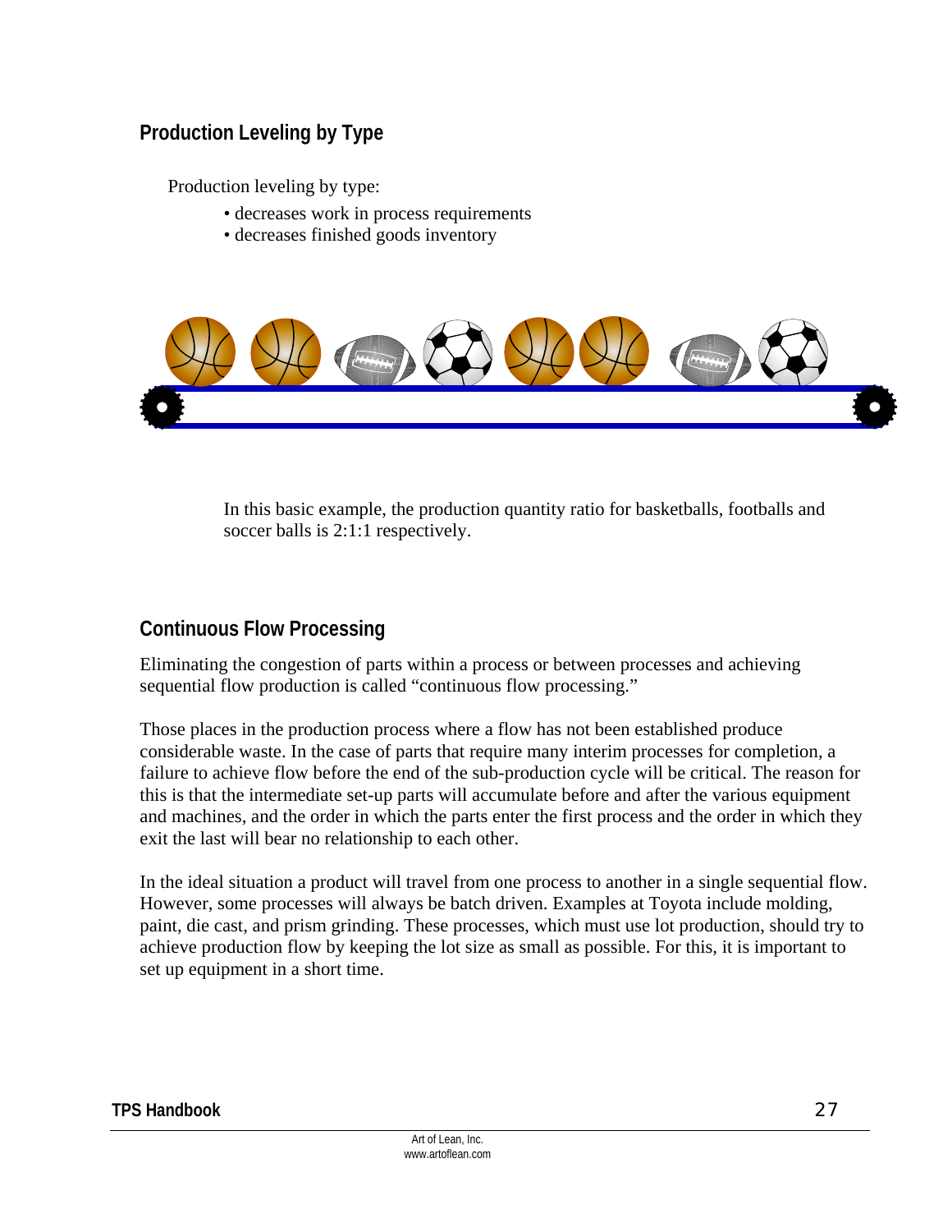## Production Leveling by Type

Production leveling by type:

- decreases work in process requirements
- decreases finished goods inventory

In this basic example, the production quantity ratio for basketballs, footballs and soccer balls is 2:1:1 respectively.

## Continuous Flow Processing

Eliminating the congestion of parts within a process or between processes and achieving sequential flow production is called "continuous flow processing."

Those places in the production process where a flow has not been established produce considerable waste. In the case of parts that require many interim processes for completion, a failure to achieve flow before the end of the sub-production cycle will be critical. The reason for this is that the intermediate set-up parts will accumulate before and after the various equipment and machines, and the order in which the parts enter the first process and the order in which they exit the last will bear no relationship to each other.

In the ideal situation a product will travel from one process to another in a single sequential flow. However, some processes will always be batch driven. Examples at Toyota include molding, paint, die cast, and prism grinding. These processes, which must use lot production, should try to achieve production flow by keeping the lot size as small as possible. For this, it is important to set up equipment in a short time.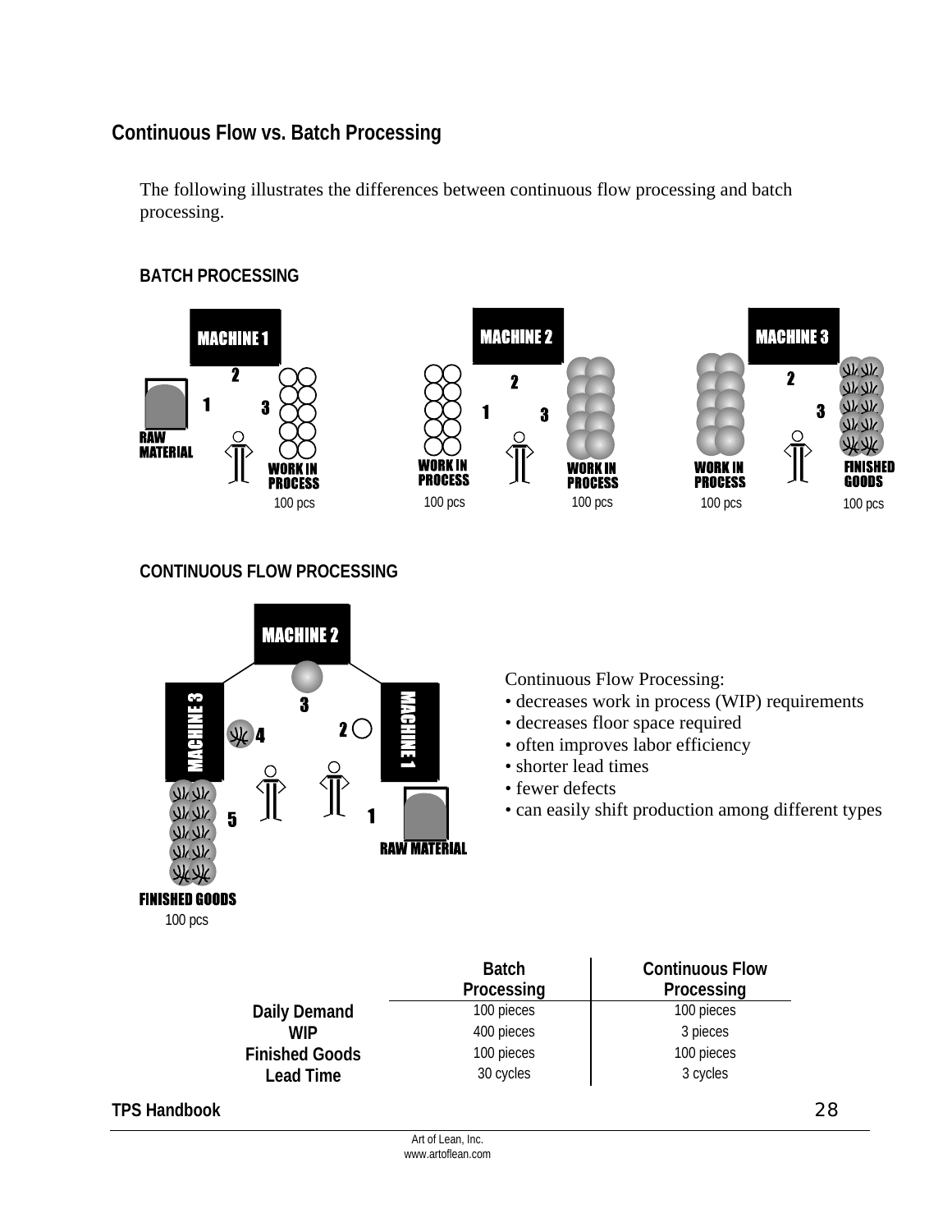## Continuous Flow vs. Batch Processing

The following illustrates the differences between continuous flow processing and batch processing.

### BATCH PROCESSING

MACHINE 1 — RAW MATERIAL → WORK IN PROCESS 100 pcs

MACHINE 2 — WORK IN PROCESS 100 pcs → WORK IN PROCESS 100 pcs

MACHINE 3 — WORK IN PROCESS 100 pcs → FINISHED GOODS 100 pcs

### CONTINUOUS FLOW PROCESSING

RAW MATERIAL → MACHINE 1 → MACHINE 2 → MACHINE 3 → FINISHED GOODS 100 pcs

Continuous Flow Processing:

- decreases work in process (WIP) requirements
- decreases floor space required
- often improves labor efficiency
- shorter lead times
- fewer defects
- can easily shift production among different types

| | Batch Processing | Continuous Flow Processing |
|---|---|---|
| **Daily Demand** | 100 pieces | 100 pieces |
| **WIP** | 400 pieces | 3 pieces |
| **Finished Goods** | 100 pieces | 100 pieces |
| **Lead Time** | 30 cycles | 3 cycles |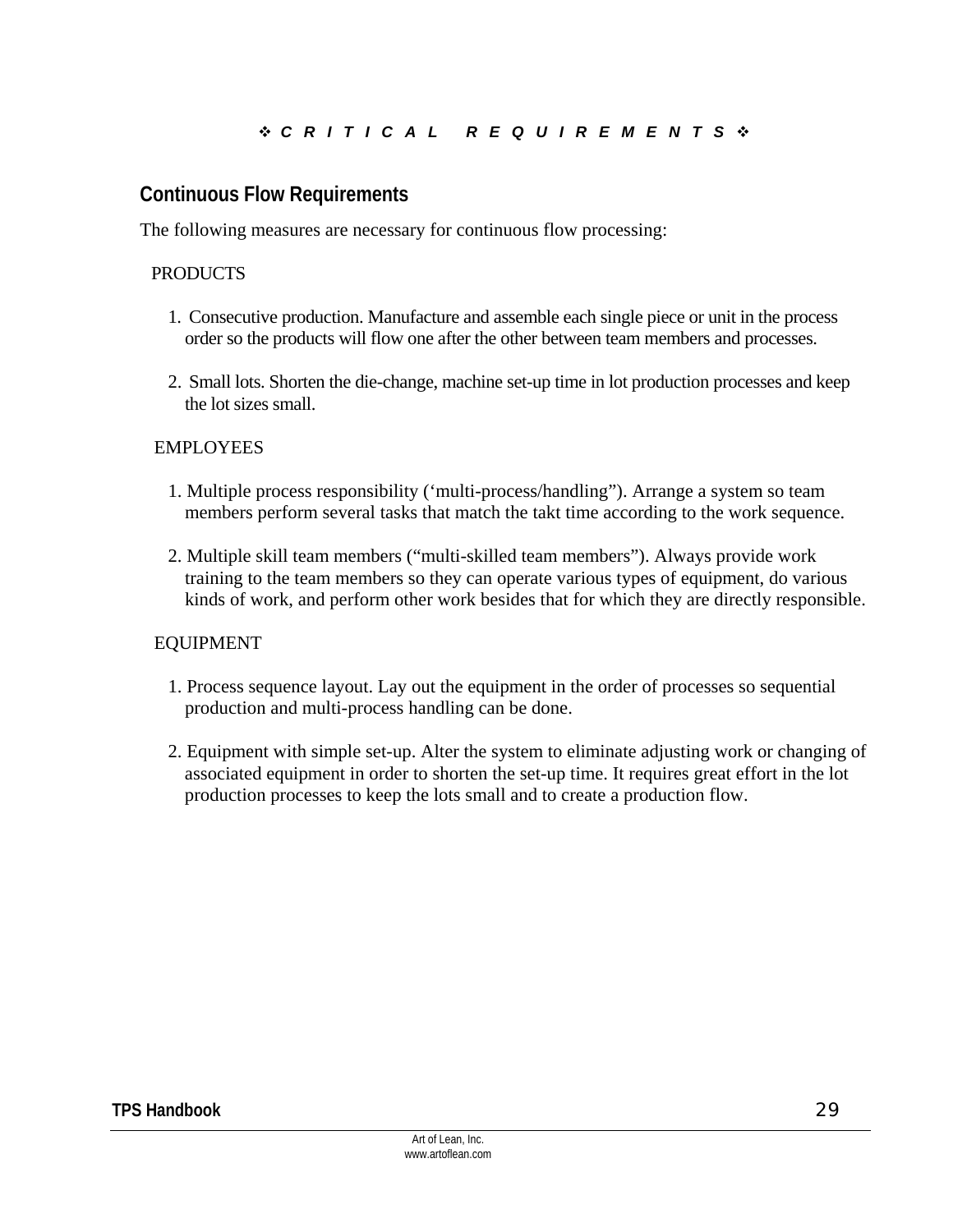❖ *C R I T I C A L   R E Q U I R E M E N T S* ❖

## Continuous Flow Requirements

The following measures are necessary for continuous flow processing:

PRODUCTS

1. Consecutive production. Manufacture and assemble each single piece or unit in the process order so the products will flow one after the other between team members and processes.

2. Small lots. Shorten the die-change, machine set-up time in lot production processes and keep the lot sizes small.

EMPLOYEES

1. Multiple process responsibility ('multi-process/handling"). Arrange a system so team members perform several tasks that match the takt time according to the work sequence.

2. Multiple skill team members ("multi-skilled team members"). Always provide work training to the team members so they can operate various types of equipment, do various kinds of work, and perform other work besides that for which they are directly responsible.

EQUIPMENT

1. Process sequence layout. Lay out the equipment in the order of processes so sequential production and multi-process handling can be done.

2. Equipment with simple set-up. Alter the system to eliminate adjusting work or changing of associated equipment in order to shorten the set-up time. It requires great effort in the lot production processes to keep the lots small and to create a production flow.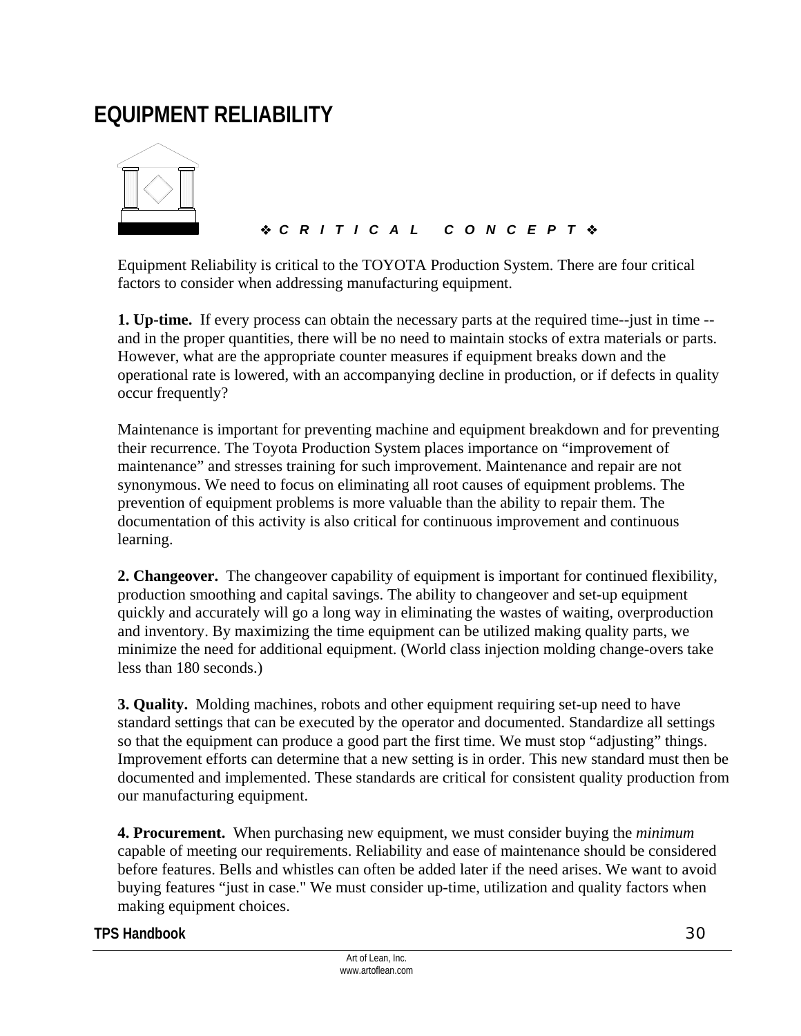# EQUIPMENT RELIABILITY

❖ *C R I T I C A L   C O N C E P T* ❖

Equipment Reliability is critical to the TOYOTA Production System. There are four critical factors to consider when addressing manufacturing equipment.

**1. Up-time.** If every process can obtain the necessary parts at the required time--just in time -- and in the proper quantities, there will be no need to maintain stocks of extra materials or parts. However, what are the appropriate counter measures if equipment breaks down and the operational rate is lowered, with an accompanying decline in production, or if defects in quality occur frequently?

Maintenance is important for preventing machine and equipment breakdown and for preventing their recurrence. The Toyota Production System places importance on "improvement of maintenance" and stresses training for such improvement. Maintenance and repair are not synonymous. We need to focus on eliminating all root causes of equipment problems. The prevention of equipment problems is more valuable than the ability to repair them. The documentation of this activity is also critical for continuous improvement and continuous learning.

**2. Changeover.** The changeover capability of equipment is important for continued flexibility, production smoothing and capital savings. The ability to changeover and set-up equipment quickly and accurately will go a long way in eliminating the wastes of waiting, overproduction and inventory. By maximizing the time equipment can be utilized making quality parts, we minimize the need for additional equipment. (World class injection molding change-overs take less than 180 seconds.)

**3. Quality.** Molding machines, robots and other equipment requiring set-up need to have standard settings that can be executed by the operator and documented. Standardize all settings so that the equipment can produce a good part the first time. We must stop "adjusting" things. Improvement efforts can determine that a new setting is in order. This new standard must then be documented and implemented. These standards are critical for consistent quality production from our manufacturing equipment.

**4. Procurement.** When purchasing new equipment, we must consider buying the *minimum* capable of meeting our requirements. Reliability and ease of maintenance should be considered before features. Bells and whistles can often be added later if the need arises. We want to avoid buying features "just in case." We must consider up-time, utilization and quality factors when making equipment choices.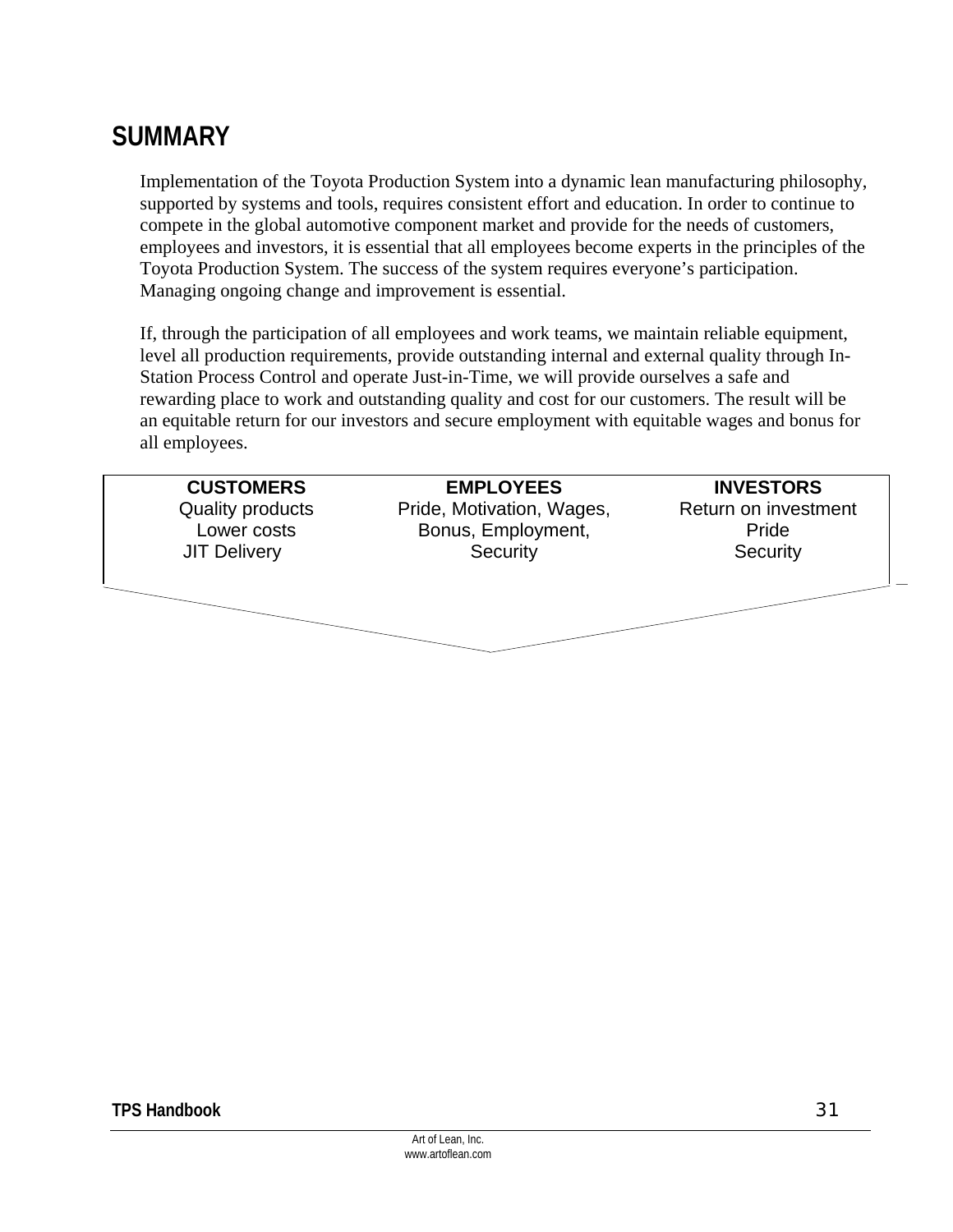## SUMMARY

Implementation of the Toyota Production System into a dynamic lean manufacturing philosophy, supported by systems and tools, requires consistent effort and education. In order to continue to compete in the global automotive component market and provide for the needs of customers, employees and investors, it is essential that all employees become experts in the principles of the Toyota Production System. The success of the system requires everyone's participation. Managing ongoing change and improvement is essential.

If, through the participation of all employees and work teams, we maintain reliable equipment, level all production requirements, provide outstanding internal and external quality through In-Station Process Control and operate Just-in-Time, we will provide ourselves a safe and rewarding place to work and outstanding quality and cost for our customers. The result will be an equitable return for our investors and secure employment with equitable wages and bonus for all employees.

| CUSTOMERS | EMPLOYEES | INVESTORS |
| --- | --- | --- |
| Quality products<br>Lower costs<br>JIT Delivery | Pride, Motivation, Wages,<br>Bonus, Employment,<br>Security | Return on investment<br>Pride<br>Security |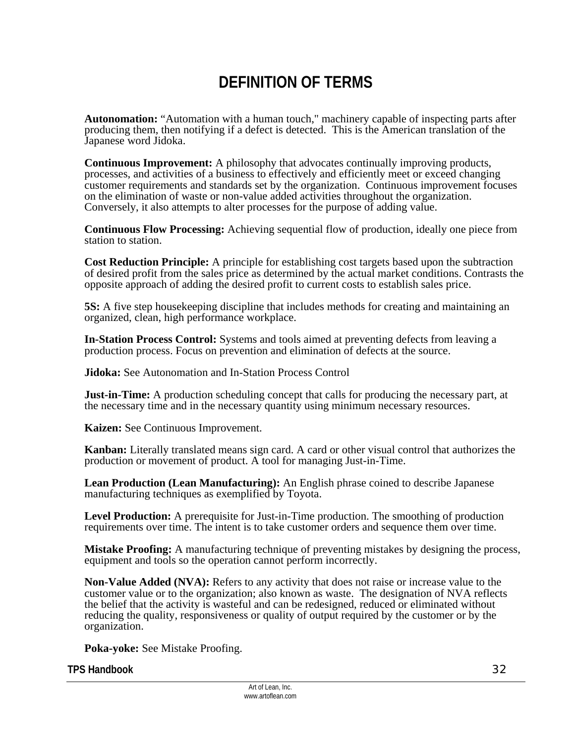# DEFINITION OF TERMS

**Autonomation:** "Automation with a human touch," machinery capable of inspecting parts after producing them, then notifying if a defect is detected. This is the American translation of the Japanese word Jidoka.

**Continuous Improvement:** A philosophy that advocates continually improving products, processes, and activities of a business to effectively and efficiently meet or exceed changing customer requirements and standards set by the organization. Continuous improvement focuses on the elimination of waste or non-value added activities throughout the organization. Conversely, it also attempts to alter processes for the purpose of adding value.

**Continuous Flow Processing:** Achieving sequential flow of production, ideally one piece from station to station.

**Cost Reduction Principle:** A principle for establishing cost targets based upon the subtraction of desired profit from the sales price as determined by the actual market conditions. Contrasts the opposite approach of adding the desired profit to current costs to establish sales price.

**5S:** A five step housekeeping discipline that includes methods for creating and maintaining an organized, clean, high performance workplace.

**In-Station Process Control:** Systems and tools aimed at preventing defects from leaving a production process. Focus on prevention and elimination of defects at the source.

**Jidoka:** See Autonomation and In-Station Process Control

**Just-in-Time:** A production scheduling concept that calls for producing the necessary part, at the necessary time and in the necessary quantity using minimum necessary resources.

**Kaizen:** See Continuous Improvement.

**Kanban:** Literally translated means sign card. A card or other visual control that authorizes the production or movement of product. A tool for managing Just-in-Time.

**Lean Production (Lean Manufacturing):** An English phrase coined to describe Japanese manufacturing techniques as exemplified by Toyota.

**Level Production:** A prerequisite for Just-in-Time production. The smoothing of production requirements over time. The intent is to take customer orders and sequence them over time.

**Mistake Proofing:** A manufacturing technique of preventing mistakes by designing the process, equipment and tools so the operation cannot perform incorrectly.

**Non-Value Added (NVA):** Refers to any activity that does not raise or increase value to the customer value or to the organization; also known as waste. The designation of NVA reflects the belief that the activity is wasteful and can be redesigned, reduced or eliminated without reducing the quality, responsiveness or quality of output required by the customer or by the organization.

**Poka-yoke:** See Mistake Proofing.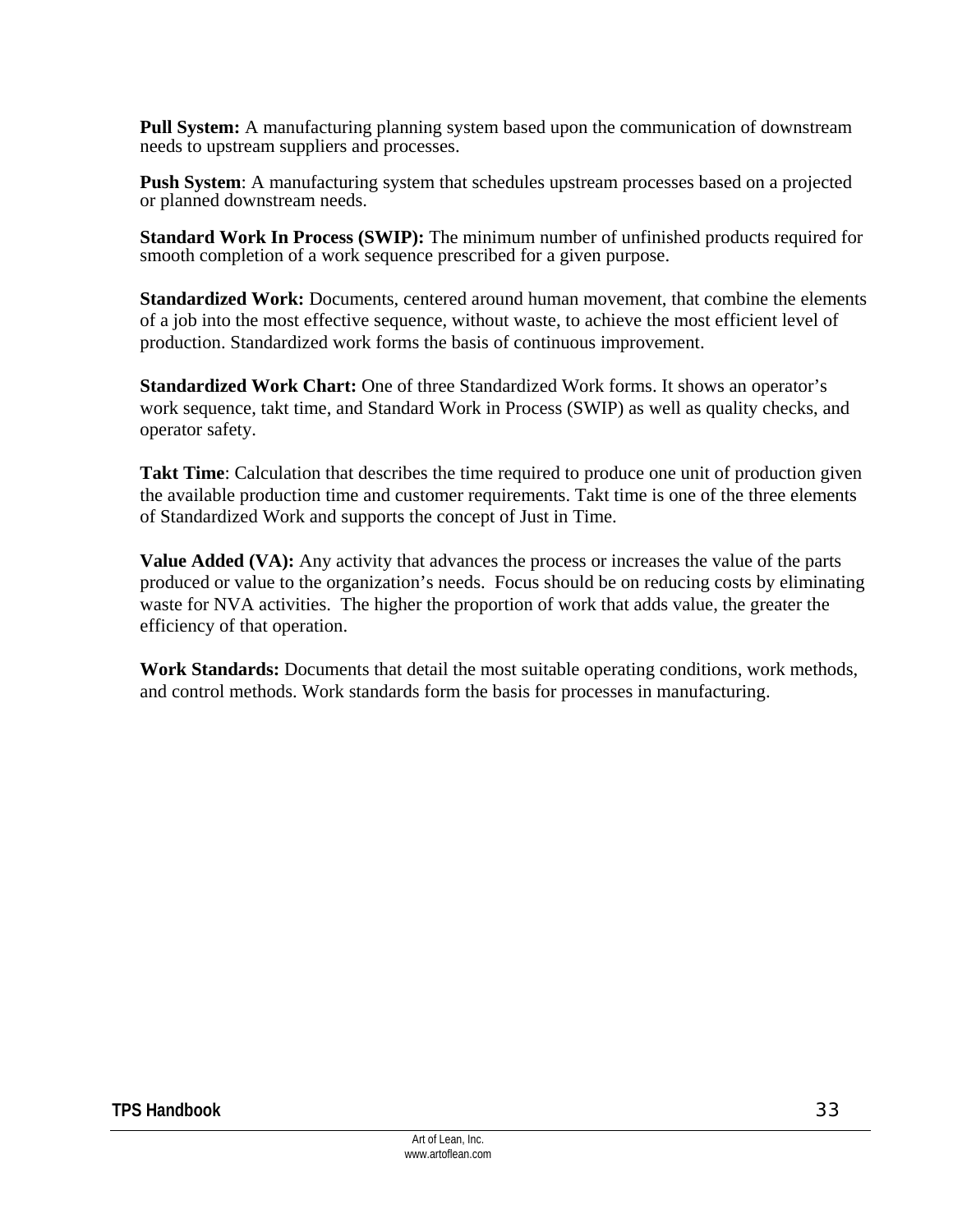**Pull System:** A manufacturing planning system based upon the communication of downstream needs to upstream suppliers and processes.

**Push System**: A manufacturing system that schedules upstream processes based on a projected or planned downstream needs.

**Standard Work In Process (SWIP):** The minimum number of unfinished products required for smooth completion of a work sequence prescribed for a given purpose.

**Standardized Work:** Documents, centered around human movement, that combine the elements of a job into the most effective sequence, without waste, to achieve the most efficient level of production. Standardized work forms the basis of continuous improvement.

**Standardized Work Chart:** One of three Standardized Work forms. It shows an operator's work sequence, takt time, and Standard Work in Process (SWIP) as well as quality checks, and operator safety.

**Takt Time**: Calculation that describes the time required to produce one unit of production given the available production time and customer requirements. Takt time is one of the three elements of Standardized Work and supports the concept of Just in Time.

**Value Added (VA):** Any activity that advances the process or increases the value of the parts produced or value to the organization's needs. Focus should be on reducing costs by eliminating waste for NVA activities. The higher the proportion of work that adds value, the greater the efficiency of that operation.

**Work Standards:** Documents that detail the most suitable operating conditions, work methods, and control methods. Work standards form the basis for processes in manufacturing.